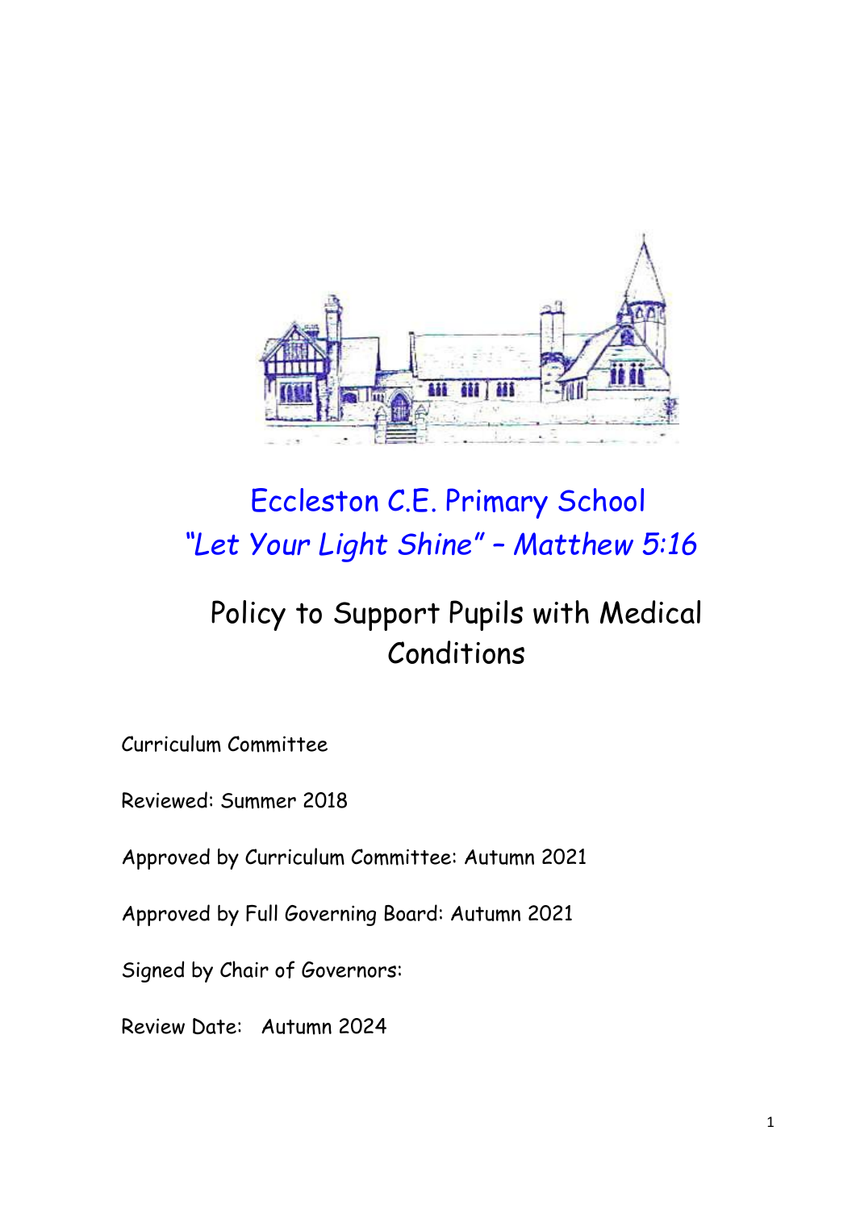# Eccleston C.E. Primary School

*"Let Your Light Shine" – Matthew 5:16*

## Policy to Support Pupils with Medical Conditions

Curriculum Committee

Reviewed: Summer 2018

Approved by Curriculum Committee: Autumn 2021

Approved by Full Governing Board: Autumn 2021

Signed by Chair of Governors:

Review Date: Autumn 2024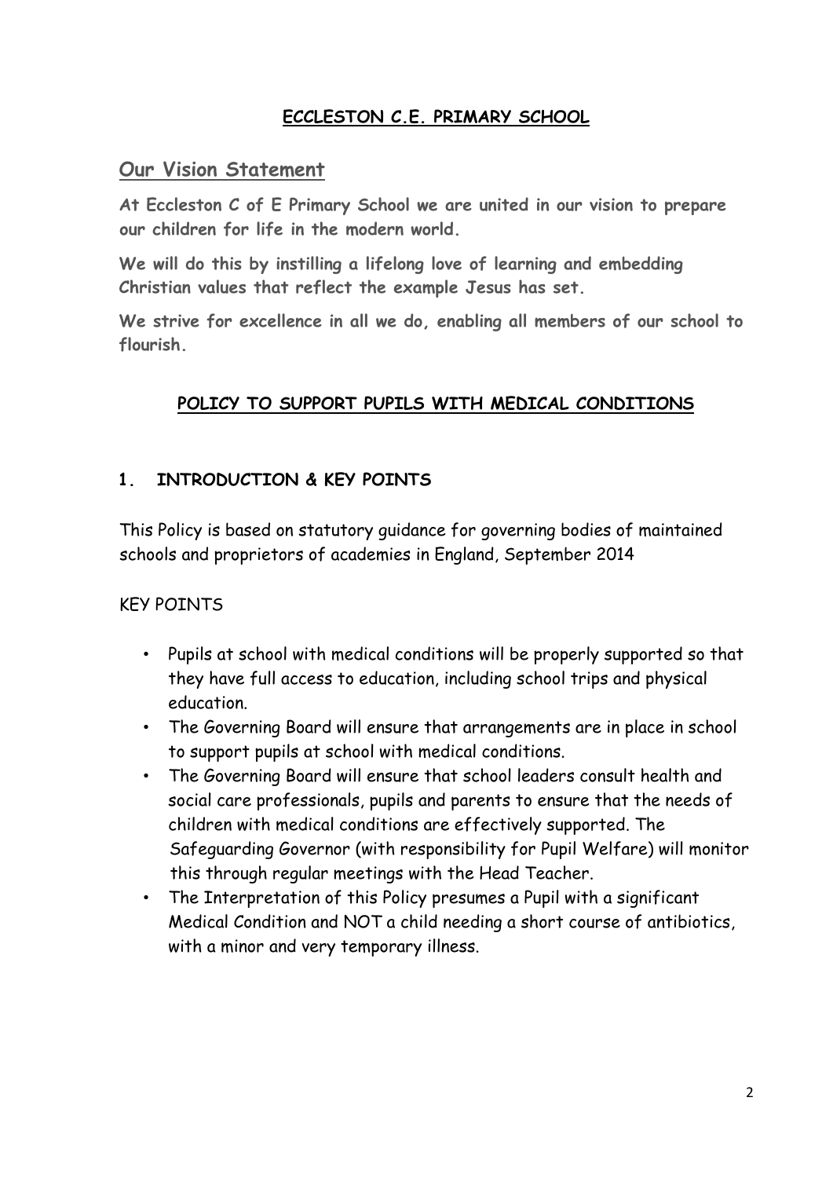## ECCLESTON C.E. PRIMARY SCHOOL

## Our Vision Statement

**At Eccleston C of E Primary School we are united in our vision to prepare our children for life in the modern world.**

**We will do this by instilling a lifelong love of learning and embedding Christian values that reflect the example Jesus has set.**

**We strive for excellence in all we do, enabling all members of our school to flourish.**

## POLICY TO SUPPORT PUPILS WITH MEDICAL CONDITIONS

### 1. INTRODUCTION & KEY POINTS

This Policy is based on statutory guidance for governing bodies of maintained schools and proprietors of academies in England, September 2014

KEY POINTS

- Pupils at school with medical conditions will be properly supported so that they have full access to education, including school trips and physical education.
- The Governing Board will ensure that arrangements are in place in school to support pupils at school with medical conditions.
- The Governing Board will ensure that school leaders consult health and social care professionals, pupils and parents to ensure that the needs of children with medical conditions are effectively supported. The Safeguarding Governor (with responsibility for Pupil Welfare) will monitor this through regular meetings with the Head Teacher.
- The Interpretation of this Policy presumes a Pupil with a significant Medical Condition and NOT a child needing a short course of antibiotics, with a minor and very temporary illness.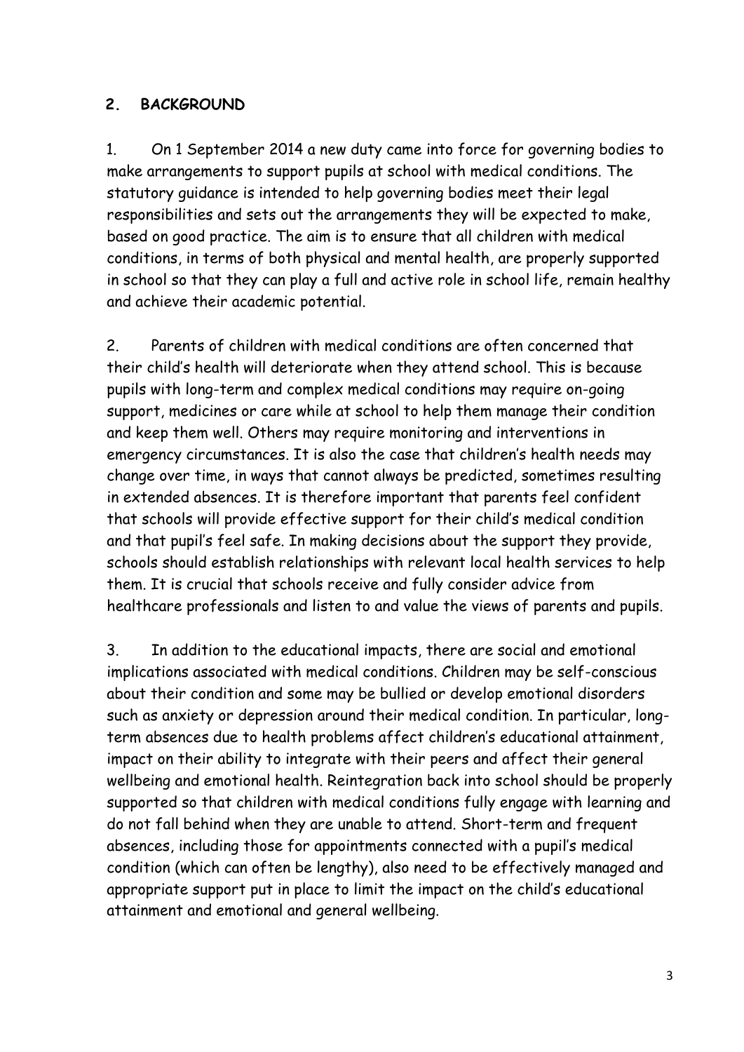## 2. BACKGROUND

1. On 1 September 2014 a new duty came into force for governing bodies to make arrangements to support pupils at school with medical conditions. The statutory guidance is intended to help governing bodies meet their legal responsibilities and sets out the arrangements they will be expected to make, based on good practice. The aim is to ensure that all children with medical conditions, in terms of both physical and mental health, are properly supported in school so that they can play a full and active role in school life, remain healthy and achieve their academic potential.

2. Parents of children with medical conditions are often concerned that their child's health will deteriorate when they attend school. This is because pupils with long-term and complex medical conditions may require on-going support, medicines or care while at school to help them manage their condition and keep them well. Others may require monitoring and interventions in emergency circumstances. It is also the case that children's health needs may change over time, in ways that cannot always be predicted, sometimes resulting in extended absences. It is therefore important that parents feel confident that schools will provide effective support for their child's medical condition and that pupil's feel safe. In making decisions about the support they provide, schools should establish relationships with relevant local health services to help them. It is crucial that schools receive and fully consider advice from healthcare professionals and listen to and value the views of parents and pupils.

3. In addition to the educational impacts, there are social and emotional implications associated with medical conditions. Children may be self-conscious about their condition and some may be bullied or develop emotional disorders such as anxiety or depression around their medical condition. In particular, long-term absences due to health problems affect children's educational attainment, impact on their ability to integrate with their peers and affect their general wellbeing and emotional health. Reintegration back into school should be properly supported so that children with medical conditions fully engage with learning and do not fall behind when they are unable to attend. Short-term and frequent absences, including those for appointments connected with a pupil's medical condition (which can often be lengthy), also need to be effectively managed and appropriate support put in place to limit the impact on the child's educational attainment and emotional and general wellbeing.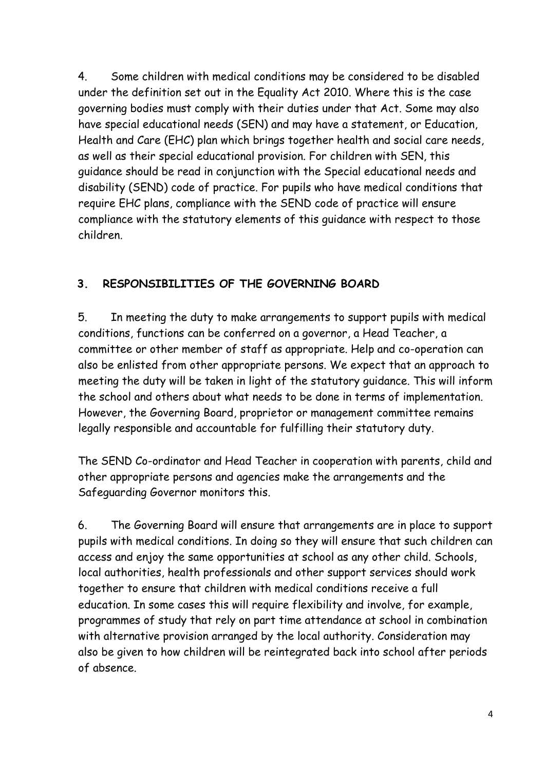4. Some children with medical conditions may be considered to be disabled under the definition set out in the Equality Act 2010. Where this is the case governing bodies must comply with their duties under that Act. Some may also have special educational needs (SEN) and may have a statement, or Education, Health and Care (EHC) plan which brings together health and social care needs, as well as their special educational provision. For children with SEN, this guidance should be read in conjunction with the Special educational needs and disability (SEND) code of practice. For pupils who have medical conditions that require EHC plans, compliance with the SEND code of practice will ensure compliance with the statutory elements of this guidance with respect to those children.

## 3. RESPONSIBILITIES OF THE GOVERNING BOARD

5. In meeting the duty to make arrangements to support pupils with medical conditions, functions can be conferred on a governor, a Head Teacher, a committee or other member of staff as appropriate. Help and co-operation can also be enlisted from other appropriate persons. We expect that an approach to meeting the duty will be taken in light of the statutory guidance. This will inform the school and others about what needs to be done in terms of implementation. However, the Governing Board, proprietor or management committee remains legally responsible and accountable for fulfilling their statutory duty.

The SEND Co-ordinator and Head Teacher in cooperation with parents, child and other appropriate persons and agencies make the arrangements and the Safeguarding Governor monitors this.

6. The Governing Board will ensure that arrangements are in place to support pupils with medical conditions. In doing so they will ensure that such children can access and enjoy the same opportunities at school as any other child. Schools, local authorities, health professionals and other support services should work together to ensure that children with medical conditions receive a full education. In some cases this will require flexibility and involve, for example, programmes of study that rely on part time attendance at school in combination with alternative provision arranged by the local authority. Consideration may also be given to how children will be reintegrated back into school after periods of absence.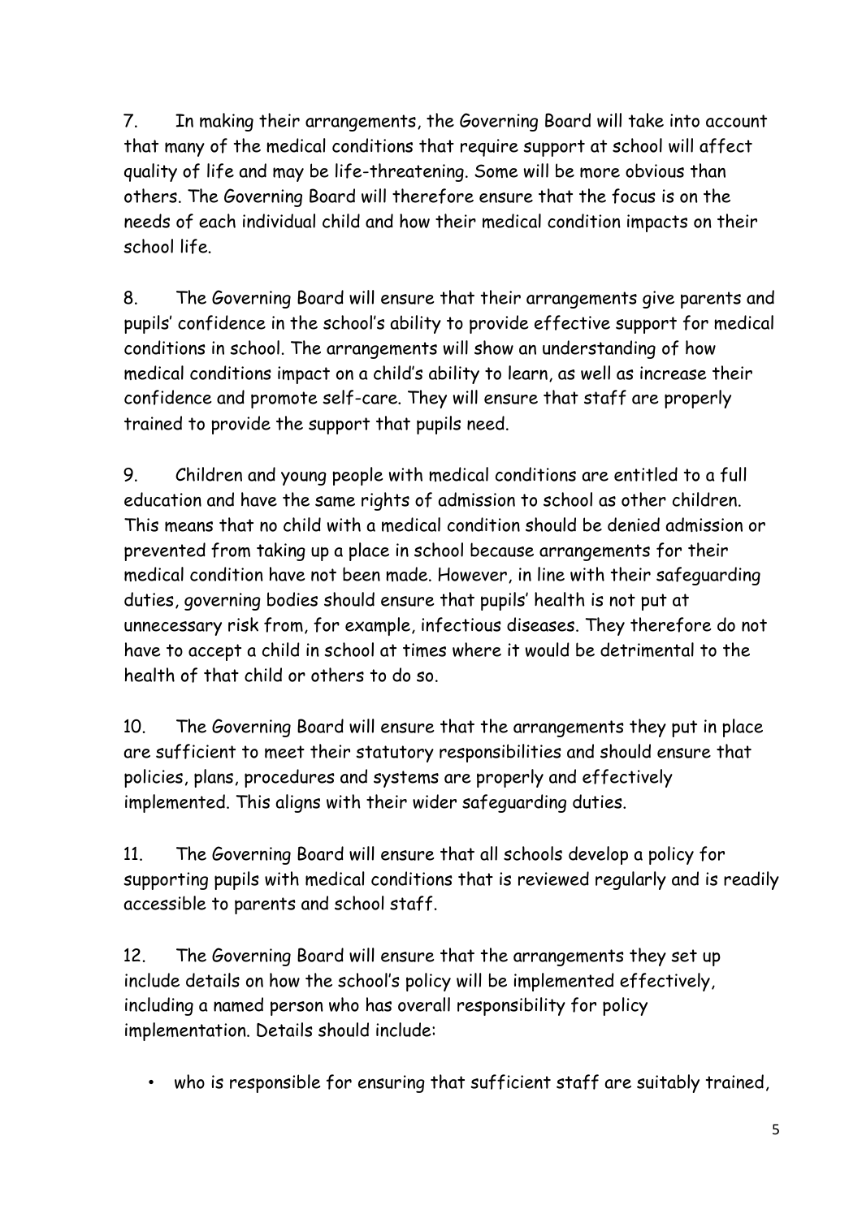7. In making their arrangements, the Governing Board will take into account that many of the medical conditions that require support at school will affect quality of life and may be life-threatening. Some will be more obvious than others. The Governing Board will therefore ensure that the focus is on the needs of each individual child and how their medical condition impacts on their school life.

8. The Governing Board will ensure that their arrangements give parents and pupils' confidence in the school's ability to provide effective support for medical conditions in school. The arrangements will show an understanding of how medical conditions impact on a child's ability to learn, as well as increase their confidence and promote self-care. They will ensure that staff are properly trained to provide the support that pupils need.

9. Children and young people with medical conditions are entitled to a full education and have the same rights of admission to school as other children. This means that no child with a medical condition should be denied admission or prevented from taking up a place in school because arrangements for their medical condition have not been made. However, in line with their safeguarding duties, governing bodies should ensure that pupils' health is not put at unnecessary risk from, for example, infectious diseases. They therefore do not have to accept a child in school at times where it would be detrimental to the health of that child or others to do so.

10. The Governing Board will ensure that the arrangements they put in place are sufficient to meet their statutory responsibilities and should ensure that policies, plans, procedures and systems are properly and effectively implemented. This aligns with their wider safeguarding duties.

11. The Governing Board will ensure that all schools develop a policy for supporting pupils with medical conditions that is reviewed regularly and is readily accessible to parents and school staff.

12. The Governing Board will ensure that the arrangements they set up include details on how the school's policy will be implemented effectively, including a named person who has overall responsibility for policy implementation. Details should include:

- who is responsible for ensuring that sufficient staff are suitably trained,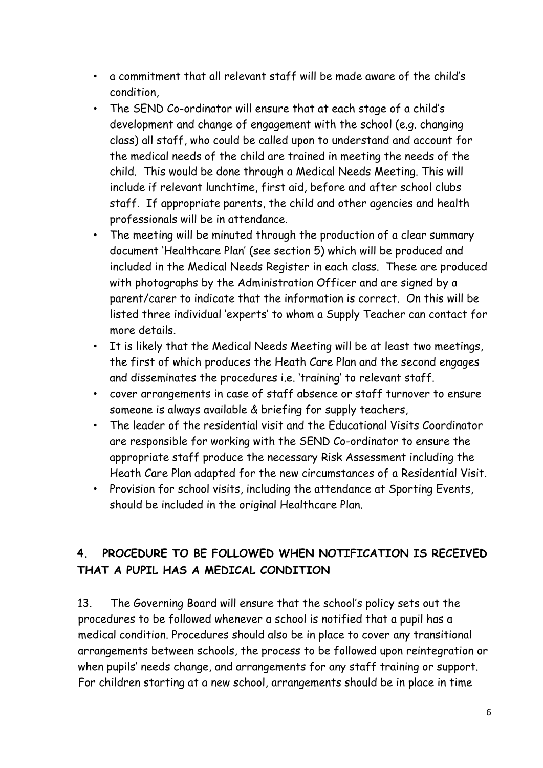- a commitment that all relevant staff will be made aware of the child's condition,
- The SEND Co-ordinator will ensure that at each stage of a child's development and change of engagement with the school (e.g. changing class) all staff, who could be called upon to understand and account for the medical needs of the child are trained in meeting the needs of the child. This would be done through a Medical Needs Meeting. This will include if relevant lunchtime, first aid, before and after school clubs staff. If appropriate parents, the child and other agencies and health professionals will be in attendance.
- The meeting will be minuted through the production of a clear summary document 'Healthcare Plan' (see section 5) which will be produced and included in the Medical Needs Register in each class. These are produced with photographs by the Administration Officer and are signed by a parent/carer to indicate that the information is correct. On this will be listed three individual 'experts' to whom a Supply Teacher can contact for more details.
- It is likely that the Medical Needs Meeting will be at least two meetings, the first of which produces the Heath Care Plan and the second engages and disseminates the procedures i.e. 'training' to relevant staff.
- cover arrangements in case of staff absence or staff turnover to ensure someone is always available & briefing for supply teachers,
- The leader of the residential visit and the Educational Visits Coordinator are responsible for working with the SEND Co-ordinator to ensure the appropriate staff produce the necessary Risk Assessment including the Heath Care Plan adapted for the new circumstances of a Residential Visit.
- Provision for school visits, including the attendance at Sporting Events, should be included in the original Healthcare Plan.

## 4. PROCEDURE TO BE FOLLOWED WHEN NOTIFICATION IS RECEIVED THAT A PUPIL HAS A MEDICAL CONDITION

13. The Governing Board will ensure that the school's policy sets out the procedures to be followed whenever a school is notified that a pupil has a medical condition. Procedures should also be in place to cover any transitional arrangements between schools, the process to be followed upon reintegration or when pupils' needs change, and arrangements for any staff training or support. For children starting at a new school, arrangements should be in place in time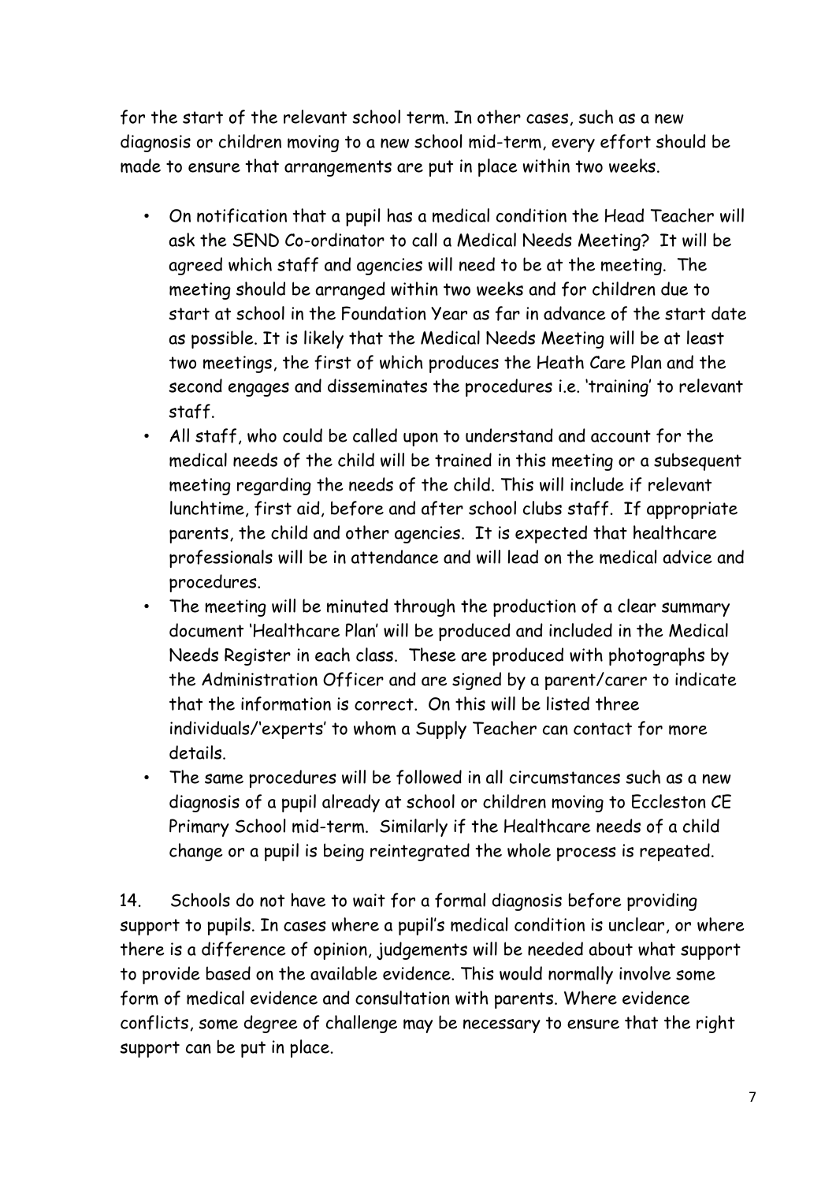for the start of the relevant school term. In other cases, such as a new diagnosis or children moving to a new school mid-term, every effort should be made to ensure that arrangements are put in place within two weeks.

- On notification that a pupil has a medical condition the Head Teacher will ask the SEND Co-ordinator to call a Medical Needs Meeting? It will be agreed which staff and agencies will need to be at the meeting. The meeting should be arranged within two weeks and for children due to start at school in the Foundation Year as far in advance of the start date as possible. It is likely that the Medical Needs Meeting will be at least two meetings, the first of which produces the Heath Care Plan and the second engages and disseminates the procedures i.e. 'training' to relevant staff.
- All staff, who could be called upon to understand and account for the medical needs of the child will be trained in this meeting or a subsequent meeting regarding the needs of the child. This will include if relevant lunchtime, first aid, before and after school clubs staff. If appropriate parents, the child and other agencies. It is expected that healthcare professionals will be in attendance and will lead on the medical advice and procedures.
- The meeting will be minuted through the production of a clear summary document 'Healthcare Plan' will be produced and included in the Medical Needs Register in each class. These are produced with photographs by the Administration Officer and are signed by a parent/carer to indicate that the information is correct. On this will be listed three individuals/'experts' to whom a Supply Teacher can contact for more details.
- The same procedures will be followed in all circumstances such as a new diagnosis of a pupil already at school or children moving to Eccleston CE Primary School mid-term. Similarly if the Healthcare needs of a child change or a pupil is being reintegrated the whole process is repeated.

14. Schools do not have to wait for a formal diagnosis before providing support to pupils. In cases where a pupil's medical condition is unclear, or where there is a difference of opinion, judgements will be needed about what support to provide based on the available evidence. This would normally involve some form of medical evidence and consultation with parents. Where evidence conflicts, some degree of challenge may be necessary to ensure that the right support can be put in place.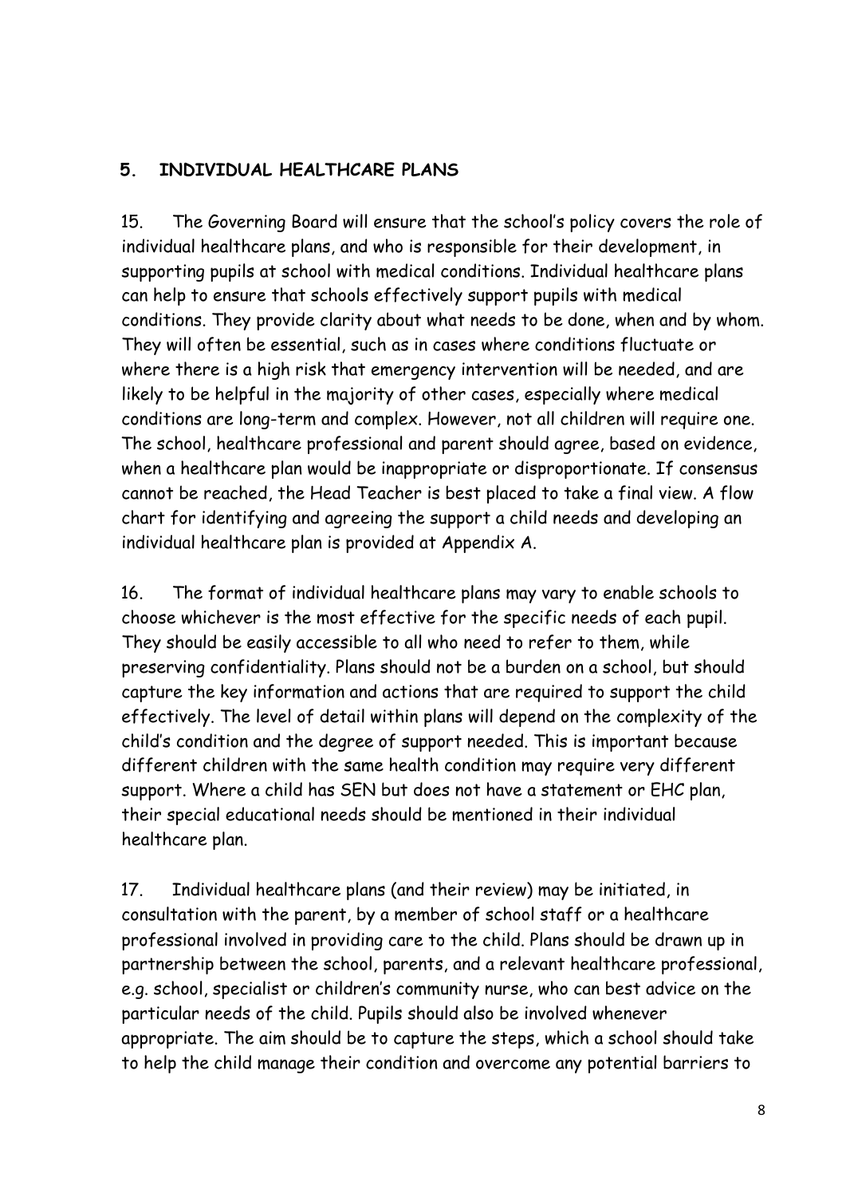## 5. INDIVIDUAL HEALTHCARE PLANS

15. The Governing Board will ensure that the school's policy covers the role of individual healthcare plans, and who is responsible for their development, in supporting pupils at school with medical conditions. Individual healthcare plans can help to ensure that schools effectively support pupils with medical conditions. They provide clarity about what needs to be done, when and by whom. They will often be essential, such as in cases where conditions fluctuate or where there is a high risk that emergency intervention will be needed, and are likely to be helpful in the majority of other cases, especially where medical conditions are long-term and complex. However, not all children will require one. The school, healthcare professional and parent should agree, based on evidence, when a healthcare plan would be inappropriate or disproportionate. If consensus cannot be reached, the Head Teacher is best placed to take a final view. A flow chart for identifying and agreeing the support a child needs and developing an individual healthcare plan is provided at Appendix A.

16. The format of individual healthcare plans may vary to enable schools to choose whichever is the most effective for the specific needs of each pupil. They should be easily accessible to all who need to refer to them, while preserving confidentiality. Plans should not be a burden on a school, but should capture the key information and actions that are required to support the child effectively. The level of detail within plans will depend on the complexity of the child's condition and the degree of support needed. This is important because different children with the same health condition may require very different support. Where a child has SEN but does not have a statement or EHC plan, their special educational needs should be mentioned in their individual healthcare plan.

17. Individual healthcare plans (and their review) may be initiated, in consultation with the parent, by a member of school staff or a healthcare professional involved in providing care to the child. Plans should be drawn up in partnership between the school, parents, and a relevant healthcare professional, e.g. school, specialist or children's community nurse, who can best advice on the particular needs of the child. Pupils should also be involved whenever appropriate. The aim should be to capture the steps, which a school should take to help the child manage their condition and overcome any potential barriers to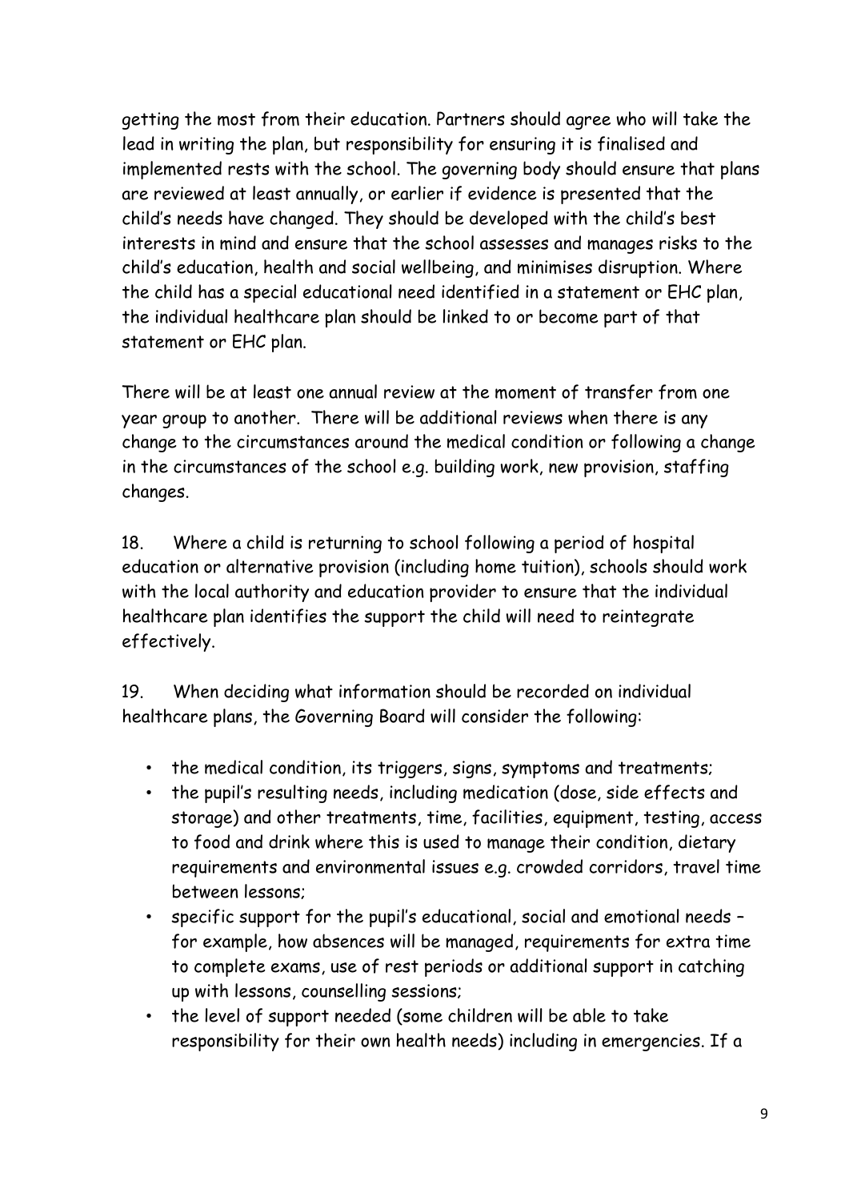getting the most from their education. Partners should agree who will take the lead in writing the plan, but responsibility for ensuring it is finalised and implemented rests with the school. The governing body should ensure that plans are reviewed at least annually, or earlier if evidence is presented that the child's needs have changed. They should be developed with the child's best interests in mind and ensure that the school assesses and manages risks to the child's education, health and social wellbeing, and minimises disruption. Where the child has a special educational need identified in a statement or EHC plan, the individual healthcare plan should be linked to or become part of that statement or EHC plan.

There will be at least one annual review at the moment of transfer from one year group to another. There will be additional reviews when there is any change to the circumstances around the medical condition or following a change in the circumstances of the school e.g. building work, new provision, staffing changes.

18. Where a child is returning to school following a period of hospital education or alternative provision (including home tuition), schools should work with the local authority and education provider to ensure that the individual healthcare plan identifies the support the child will need to reintegrate effectively.

19. When deciding what information should be recorded on individual healthcare plans, the Governing Board will consider the following:

- the medical condition, its triggers, signs, symptoms and treatments;
- the pupil's resulting needs, including medication (dose, side effects and storage) and other treatments, time, facilities, equipment, testing, access to food and drink where this is used to manage their condition, dietary requirements and environmental issues e.g. crowded corridors, travel time between lessons;
- specific support for the pupil's educational, social and emotional needs – for example, how absences will be managed, requirements for extra time to complete exams, use of rest periods or additional support in catching up with lessons, counselling sessions;
- the level of support needed (some children will be able to take responsibility for their own health needs) including in emergencies. If a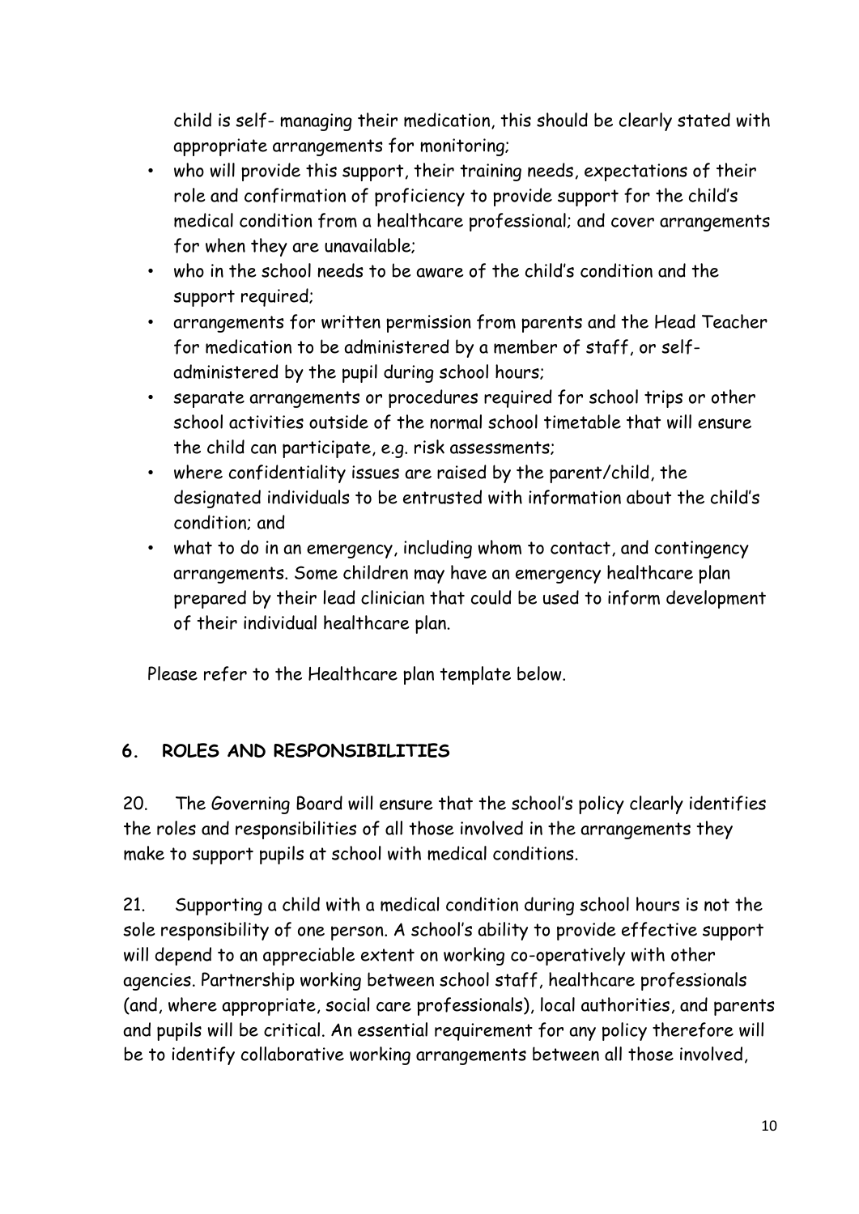child is self- managing their medication, this should be clearly stated with appropriate arrangements for monitoring;

- who will provide this support, their training needs, expectations of their role and confirmation of proficiency to provide support for the child's medical condition from a healthcare professional; and cover arrangements for when they are unavailable;
- who in the school needs to be aware of the child's condition and the support required;
- arrangements for written permission from parents and the Head Teacher for medication to be administered by a member of staff, or self-administered by the pupil during school hours;
- separate arrangements or procedures required for school trips or other school activities outside of the normal school timetable that will ensure the child can participate, e.g. risk assessments;
- where confidentiality issues are raised by the parent/child, the designated individuals to be entrusted with information about the child's condition; and
- what to do in an emergency, including whom to contact, and contingency arrangements. Some children may have an emergency healthcare plan prepared by their lead clinician that could be used to inform development of their individual healthcare plan.

Please refer to the Healthcare plan template below.

## 6. ROLES AND RESPONSIBILITIES

20. The Governing Board will ensure that the school's policy clearly identifies the roles and responsibilities of all those involved in the arrangements they make to support pupils at school with medical conditions.

21. Supporting a child with a medical condition during school hours is not the sole responsibility of one person. A school's ability to provide effective support will depend to an appreciable extent on working co-operatively with other agencies. Partnership working between school staff, healthcare professionals (and, where appropriate, social care professionals), local authorities, and parents and pupils will be critical. An essential requirement for any policy therefore will be to identify collaborative working arrangements between all those involved,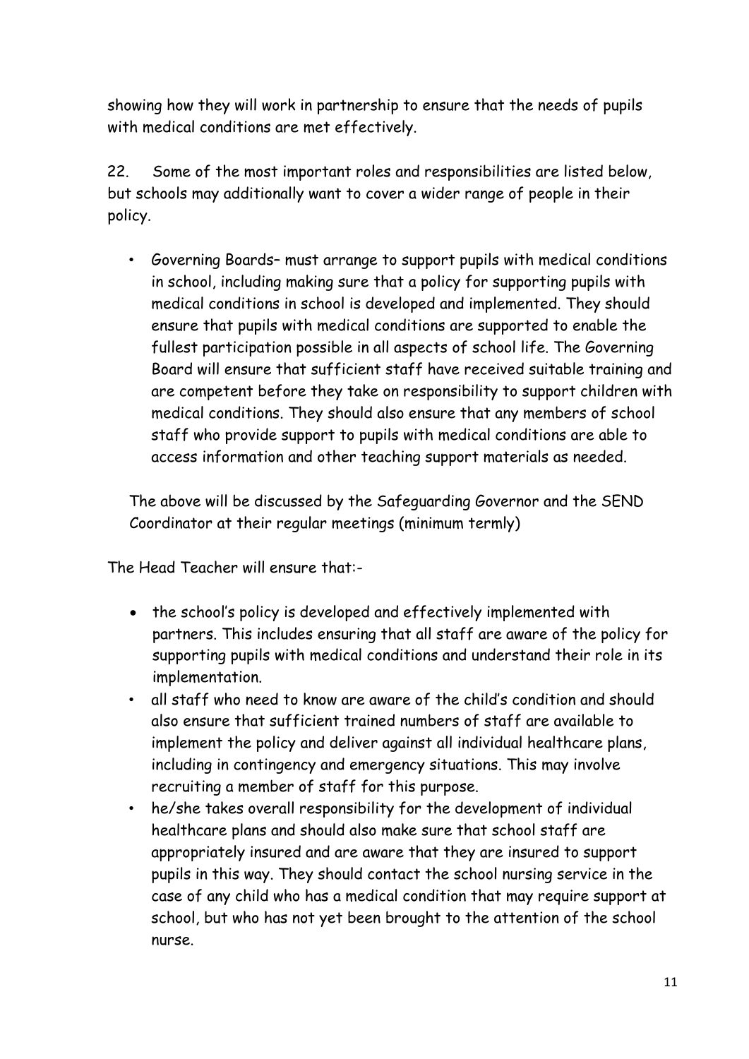showing how they will work in partnership to ensure that the needs of pupils with medical conditions are met effectively.

22. Some of the most important roles and responsibilities are listed below, but schools may additionally want to cover a wider range of people in their policy.

- Governing Boards– must arrange to support pupils with medical conditions in school, including making sure that a policy for supporting pupils with medical conditions in school is developed and implemented. They should ensure that pupils with medical conditions are supported to enable the fullest participation possible in all aspects of school life. The Governing Board will ensure that sufficient staff have received suitable training and are competent before they take on responsibility to support children with medical conditions. They should also ensure that any members of school staff who provide support to pupils with medical conditions are able to access information and other teaching support materials as needed.

The above will be discussed by the Safeguarding Governor and the SEND Coordinator at their regular meetings (minimum termly)

The Head Teacher will ensure that:-

- the school's policy is developed and effectively implemented with partners. This includes ensuring that all staff are aware of the policy for supporting pupils with medical conditions and understand their role in its implementation.
- all staff who need to know are aware of the child's condition and should also ensure that sufficient trained numbers of staff are available to implement the policy and deliver against all individual healthcare plans, including in contingency and emergency situations. This may involve recruiting a member of staff for this purpose.
- he/she takes overall responsibility for the development of individual healthcare plans and should also make sure that school staff are appropriately insured and are aware that they are insured to support pupils in this way. They should contact the school nursing service in the case of any child who has a medical condition that may require support at school, but who has not yet been brought to the attention of the school nurse.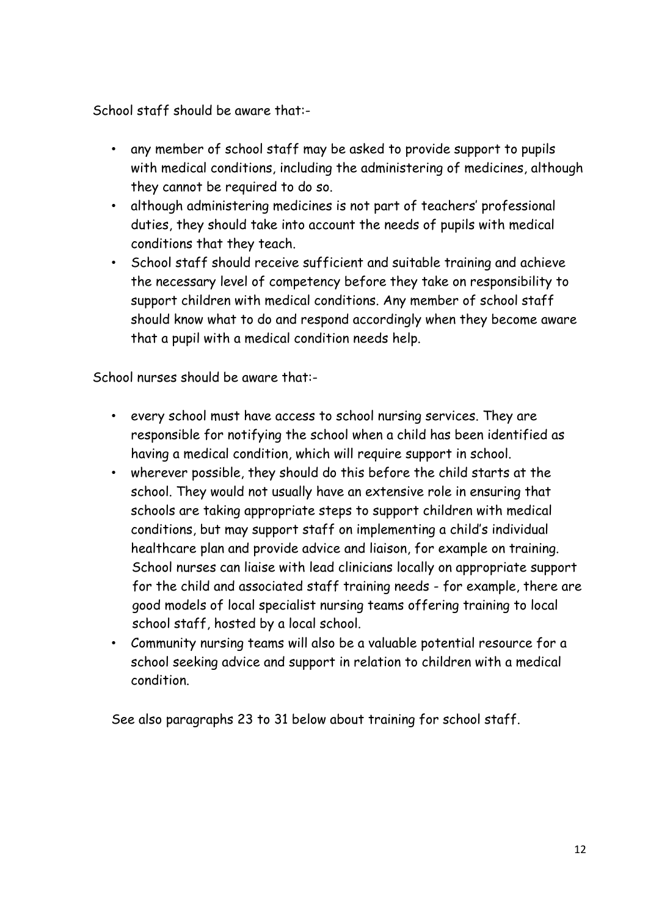School staff should be aware that:-

- any member of school staff may be asked to provide support to pupils with medical conditions, including the administering of medicines, although they cannot be required to do so.
- although administering medicines is not part of teachers' professional duties, they should take into account the needs of pupils with medical conditions that they teach.
- School staff should receive sufficient and suitable training and achieve the necessary level of competency before they take on responsibility to support children with medical conditions. Any member of school staff should know what to do and respond accordingly when they become aware that a pupil with a medical condition needs help.

School nurses should be aware that:-

- every school must have access to school nursing services. They are responsible for notifying the school when a child has been identified as having a medical condition, which will require support in school.
- wherever possible, they should do this before the child starts at the school. They would not usually have an extensive role in ensuring that schools are taking appropriate steps to support children with medical conditions, but may support staff on implementing a child's individual healthcare plan and provide advice and liaison, for example on training. School nurses can liaise with lead clinicians locally on appropriate support for the child and associated staff training needs - for example, there are good models of local specialist nursing teams offering training to local school staff, hosted by a local school.
- Community nursing teams will also be a valuable potential resource for a school seeking advice and support in relation to children with a medical condition.

See also paragraphs 23 to 31 below about training for school staff.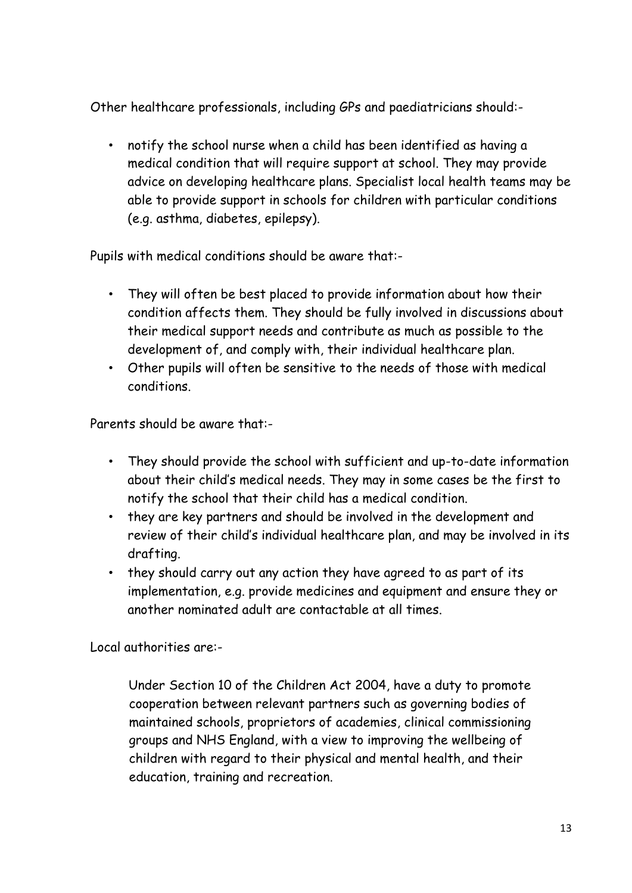Other healthcare professionals, including GPs and paediatricians should:-

- notify the school nurse when a child has been identified as having a medical condition that will require support at school. They may provide advice on developing healthcare plans. Specialist local health teams may be able to provide support in schools for children with particular conditions (e.g. asthma, diabetes, epilepsy).

Pupils with medical conditions should be aware that:-

- They will often be best placed to provide information about how their condition affects them. They should be fully involved in discussions about their medical support needs and contribute as much as possible to the development of, and comply with, their individual healthcare plan.
- Other pupils will often be sensitive to the needs of those with medical conditions.

Parents should be aware that:-

- They should provide the school with sufficient and up-to-date information about their child's medical needs. They may in some cases be the first to notify the school that their child has a medical condition.
- they are key partners and should be involved in the development and review of their child's individual healthcare plan, and may be involved in its drafting.
- they should carry out any action they have agreed to as part of its implementation, e.g. provide medicines and equipment and ensure they or another nominated adult are contactable at all times.

Local authorities are:-

Under Section 10 of the Children Act 2004, have a duty to promote cooperation between relevant partners such as governing bodies of maintained schools, proprietors of academies, clinical commissioning groups and NHS England, with a view to improving the wellbeing of children with regard to their physical and mental health, and their education, training and recreation.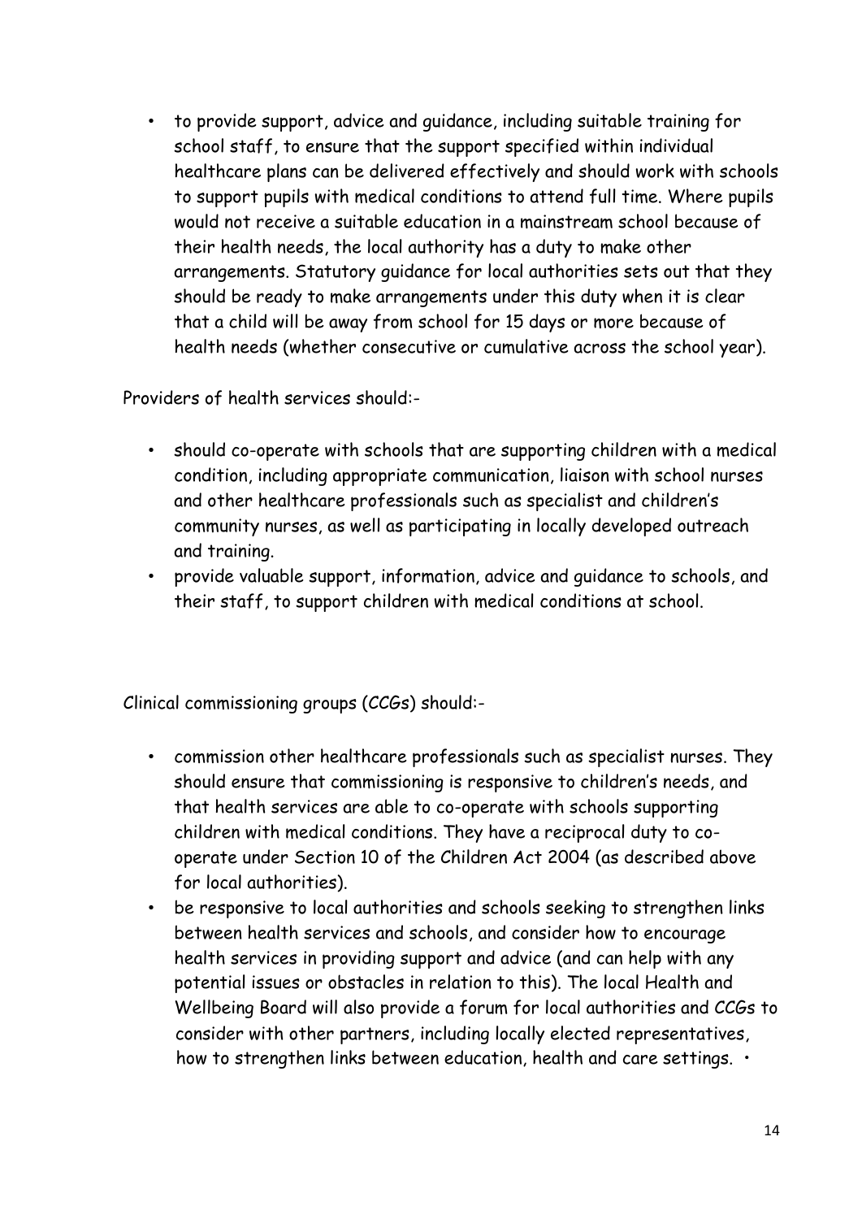- to provide support, advice and guidance, including suitable training for school staff, to ensure that the support specified within individual healthcare plans can be delivered effectively and should work with schools to support pupils with medical conditions to attend full time. Where pupils would not receive a suitable education in a mainstream school because of their health needs, the local authority has a duty to make other arrangements. Statutory guidance for local authorities sets out that they should be ready to make arrangements under this duty when it is clear that a child will be away from school for 15 days or more because of health needs (whether consecutive or cumulative across the school year).

Providers of health services should:-

- should co-operate with schools that are supporting children with a medical condition, including appropriate communication, liaison with school nurses and other healthcare professionals such as specialist and children's community nurses, as well as participating in locally developed outreach and training.
- provide valuable support, information, advice and guidance to schools, and their staff, to support children with medical conditions at school.

Clinical commissioning groups (CCGs) should:-

- commission other healthcare professionals such as specialist nurses. They should ensure that commissioning is responsive to children's needs, and that health services are able to co-operate with schools supporting children with medical conditions. They have a reciprocal duty to co-operate under Section 10 of the Children Act 2004 (as described above for local authorities).
- be responsive to local authorities and schools seeking to strengthen links between health services and schools, and consider how to encourage health services in providing support and advice (and can help with any potential issues or obstacles in relation to this). The local Health and Wellbeing Board will also provide a forum for local authorities and CCGs to consider with other partners, including locally elected representatives, how to strengthen links between education, health and care settings. •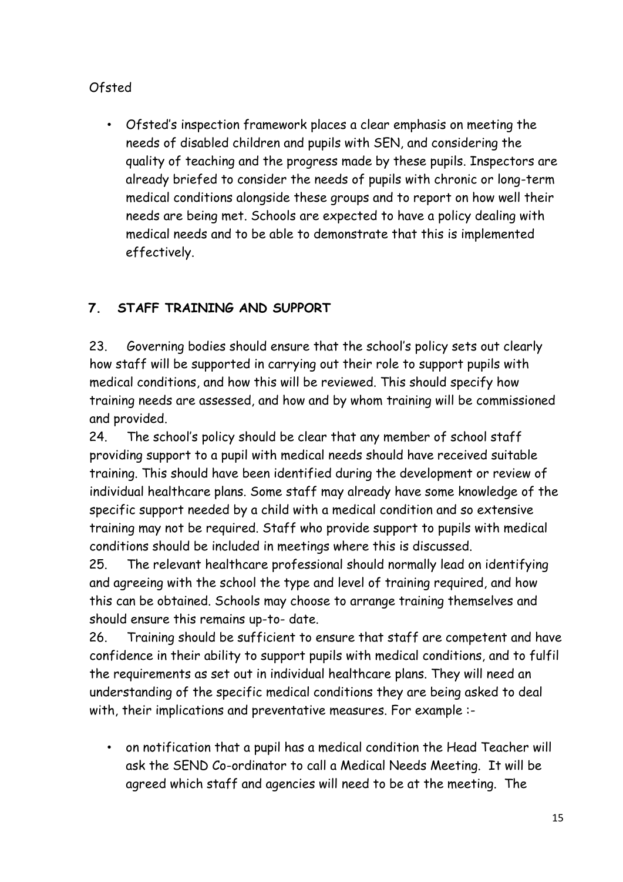Ofsted

- Ofsted's inspection framework places a clear emphasis on meeting the needs of disabled children and pupils with SEN, and considering the quality of teaching and the progress made by these pupils. Inspectors are already briefed to consider the needs of pupils with chronic or long-term medical conditions alongside these groups and to report on how well their needs are being met. Schools are expected to have a policy dealing with medical needs and to be able to demonstrate that this is implemented effectively.

## 7. STAFF TRAINING AND SUPPORT

23. Governing bodies should ensure that the school's policy sets out clearly how staff will be supported in carrying out their role to support pupils with medical conditions, and how this will be reviewed. This should specify how training needs are assessed, and how and by whom training will be commissioned and provided.

24. The school's policy should be clear that any member of school staff providing support to a pupil with medical needs should have received suitable training. This should have been identified during the development or review of individual healthcare plans. Some staff may already have some knowledge of the specific support needed by a child with a medical condition and so extensive training may not be required. Staff who provide support to pupils with medical conditions should be included in meetings where this is discussed.

25. The relevant healthcare professional should normally lead on identifying and agreeing with the school the type and level of training required, and how this can be obtained. Schools may choose to arrange training themselves and should ensure this remains up-to- date.

26. Training should be sufficient to ensure that staff are competent and have confidence in their ability to support pupils with medical conditions, and to fulfil the requirements as set out in individual healthcare plans. They will need an understanding of the specific medical conditions they are being asked to deal with, their implications and preventative measures. For example :-

- on notification that a pupil has a medical condition the Head Teacher will ask the SEND Co-ordinator to call a Medical Needs Meeting. It will be agreed which staff and agencies will need to be at the meeting. The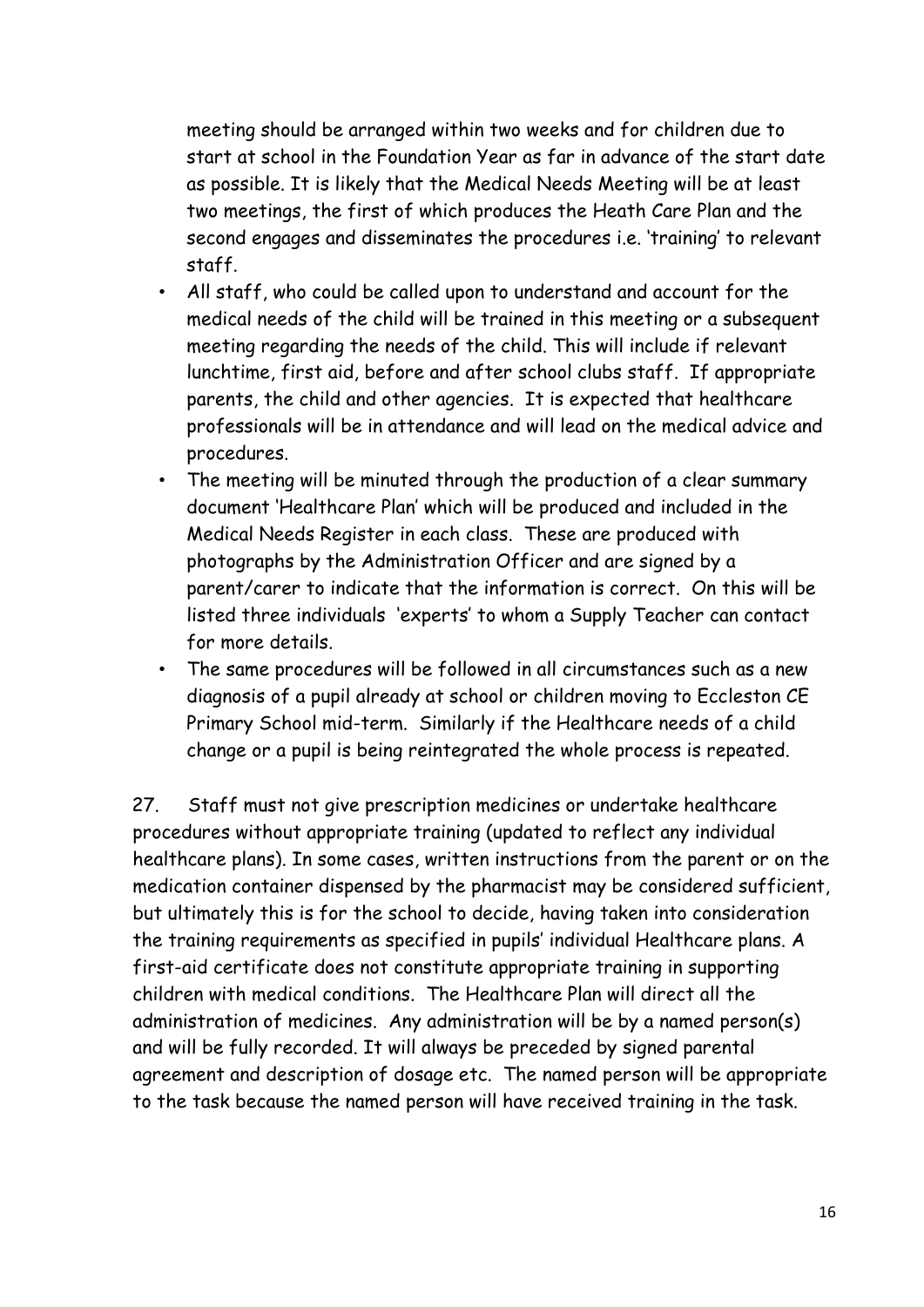meeting should be arranged within two weeks and for children due to start at school in the Foundation Year as far in advance of the start date as possible. It is likely that the Medical Needs Meeting will be at least two meetings, the first of which produces the Heath Care Plan and the second engages and disseminates the procedures i.e. 'training' to relevant staff.

- All staff, who could be called upon to understand and account for the medical needs of the child will be trained in this meeting or a subsequent meeting regarding the needs of the child. This will include if relevant lunchtime, first aid, before and after school clubs staff. If appropriate parents, the child and other agencies. It is expected that healthcare professionals will be in attendance and will lead on the medical advice and procedures.
- The meeting will be minuted through the production of a clear summary document 'Healthcare Plan' which will be produced and included in the Medical Needs Register in each class. These are produced with photographs by the Administration Officer and are signed by a parent/carer to indicate that the information is correct. On this will be listed three individuals 'experts' to whom a Supply Teacher can contact for more details.
- The same procedures will be followed in all circumstances such as a new diagnosis of a pupil already at school or children moving to Eccleston CE Primary School mid-term. Similarly if the Healthcare needs of a child change or a pupil is being reintegrated the whole process is repeated.

27. Staff must not give prescription medicines or undertake healthcare procedures without appropriate training (updated to reflect any individual healthcare plans). In some cases, written instructions from the parent or on the medication container dispensed by the pharmacist may be considered sufficient, but ultimately this is for the school to decide, having taken into consideration the training requirements as specified in pupils' individual Healthcare plans. A first-aid certificate does not constitute appropriate training in supporting children with medical conditions. The Healthcare Plan will direct all the administration of medicines. Any administration will be by a named person(s) and will be fully recorded. It will always be preceded by signed parental agreement and description of dosage etc. The named person will be appropriate to the task because the named person will have received training in the task.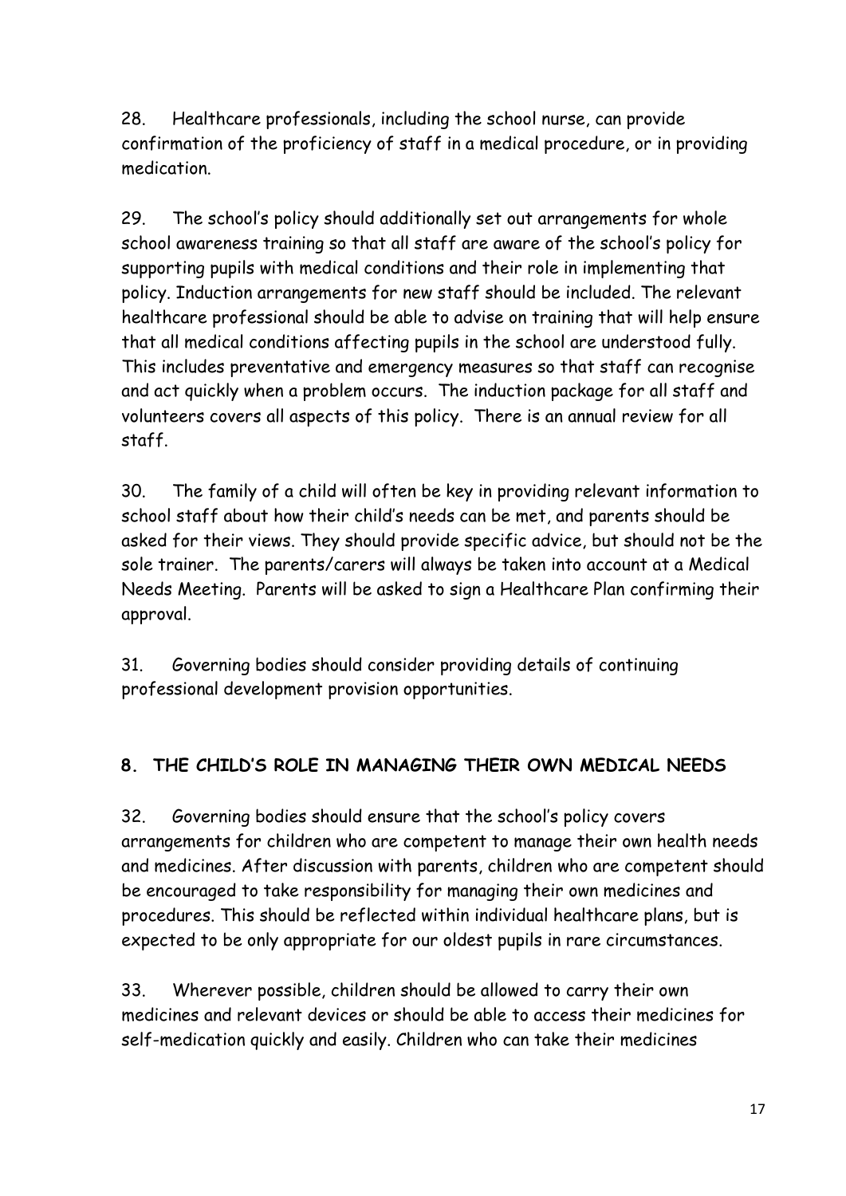28. Healthcare professionals, including the school nurse, can provide confirmation of the proficiency of staff in a medical procedure, or in providing medication.

29. The school's policy should additionally set out arrangements for whole school awareness training so that all staff are aware of the school's policy for supporting pupils with medical conditions and their role in implementing that policy. Induction arrangements for new staff should be included. The relevant healthcare professional should be able to advise on training that will help ensure that all medical conditions affecting pupils in the school are understood fully. This includes preventative and emergency measures so that staff can recognise and act quickly when a problem occurs. The induction package for all staff and volunteers covers all aspects of this policy. There is an annual review for all staff.

30. The family of a child will often be key in providing relevant information to school staff about how their child's needs can be met, and parents should be asked for their views. They should provide specific advice, but should not be the sole trainer. The parents/carers will always be taken into account at a Medical Needs Meeting. Parents will be asked to sign a Healthcare Plan confirming their approval.

31. Governing bodies should consider providing details of continuing professional development provision opportunities.

## 8. THE CHILD'S ROLE IN MANAGING THEIR OWN MEDICAL NEEDS

32. Governing bodies should ensure that the school's policy covers arrangements for children who are competent to manage their own health needs and medicines. After discussion with parents, children who are competent should be encouraged to take responsibility for managing their own medicines and procedures. This should be reflected within individual healthcare plans, but is expected to be only appropriate for our oldest pupils in rare circumstances.

33. Wherever possible, children should be allowed to carry their own medicines and relevant devices or should be able to access their medicines for self-medication quickly and easily. Children who can take their medicines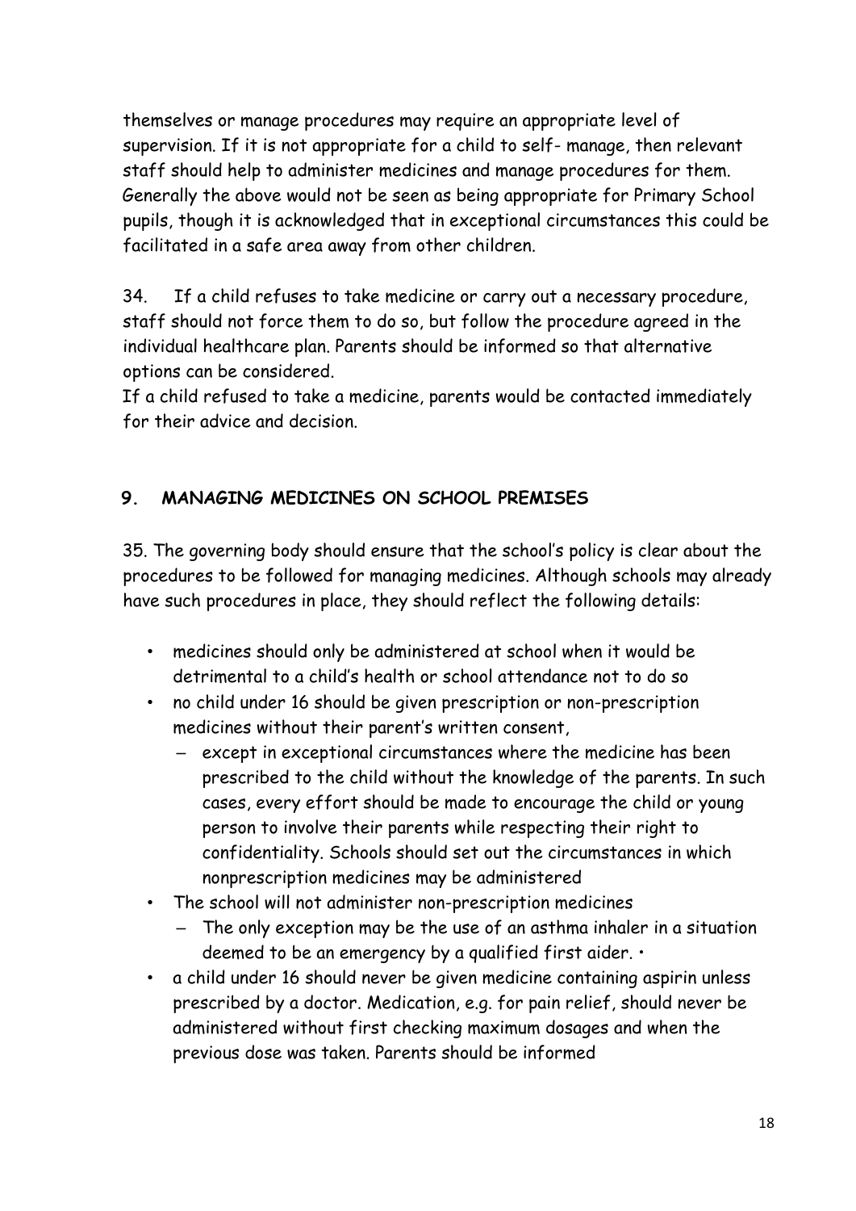themselves or manage procedures may require an appropriate level of supervision. If it is not appropriate for a child to self- manage, then relevant staff should help to administer medicines and manage procedures for them. Generally the above would not be seen as being appropriate for Primary School pupils, though it is acknowledged that in exceptional circumstances this could be facilitated in a safe area away from other children.

34. If a child refuses to take medicine or carry out a necessary procedure, staff should not force them to do so, but follow the procedure agreed in the individual healthcare plan. Parents should be informed so that alternative options can be considered.
If a child refused to take a medicine, parents would be contacted immediately for their advice and decision.

## 9. MANAGING MEDICINES ON SCHOOL PREMISES

35. The governing body should ensure that the school's policy is clear about the procedures to be followed for managing medicines. Although schools may already have such procedures in place, they should reflect the following details:

- medicines should only be administered at school when it would be detrimental to a child's health or school attendance not to do so
- no child under 16 should be given prescription or non-prescription medicines without their parent's written consent,
  - except in exceptional circumstances where the medicine has been prescribed to the child without the knowledge of the parents. In such cases, every effort should be made to encourage the child or young person to involve their parents while respecting their right to confidentiality. Schools should set out the circumstances in which nonprescription medicines may be administered
- The school will not administer non-prescription medicines
  - The only exception may be the use of an asthma inhaler in a situation deemed to be an emergency by a qualified first aider. •
- a child under 16 should never be given medicine containing aspirin unless prescribed by a doctor. Medication, e.g. for pain relief, should never be administered without first checking maximum dosages and when the previous dose was taken. Parents should be informed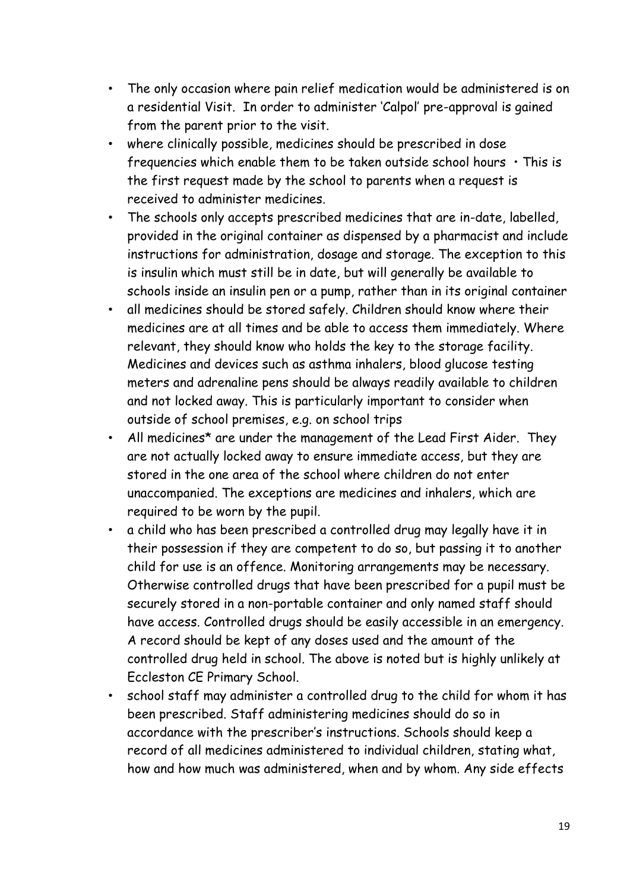- The only occasion where pain relief medication would be administered is on a residential Visit. In order to administer 'Calpol' pre-approval is gained from the parent prior to the visit.
- where clinically possible, medicines should be prescribed in dose frequencies which enable them to be taken outside school hours • This is the first request made by the school to parents when a request is received to administer medicines.
- The schools only accepts prescribed medicines that are in-date, labelled, provided in the original container as dispensed by a pharmacist and include instructions for administration, dosage and storage. The exception to this is insulin which must still be in date, but will generally be available to schools inside an insulin pen or a pump, rather than in its original container
- all medicines should be stored safely. Children should know where their medicines are at all times and be able to access them immediately. Where relevant, they should know who holds the key to the storage facility. Medicines and devices such as asthma inhalers, blood glucose testing meters and adrenaline pens should be always readily available to children and not locked away. This is particularly important to consider when outside of school premises, e.g. on school trips
- All medicines* are under the management of the Lead First Aider. They are not actually locked away to ensure immediate access, but they are stored in the one area of the school where children do not enter unaccompanied. The exceptions are medicines and inhalers, which are required to be worn by the pupil.
- a child who has been prescribed a controlled drug may legally have it in their possession if they are competent to do so, but passing it to another child for use is an offence. Monitoring arrangements may be necessary. Otherwise controlled drugs that have been prescribed for a pupil must be securely stored in a non-portable container and only named staff should have access. Controlled drugs should be easily accessible in an emergency. A record should be kept of any doses used and the amount of the controlled drug held in school. The above is noted but is highly unlikely at Eccleston CE Primary School.
- school staff may administer a controlled drug to the child for whom it has been prescribed. Staff administering medicines should do so in accordance with the prescriber's instructions. Schools should keep a record of all medicines administered to individual children, stating what, how and how much was administered, when and by whom. Any side effects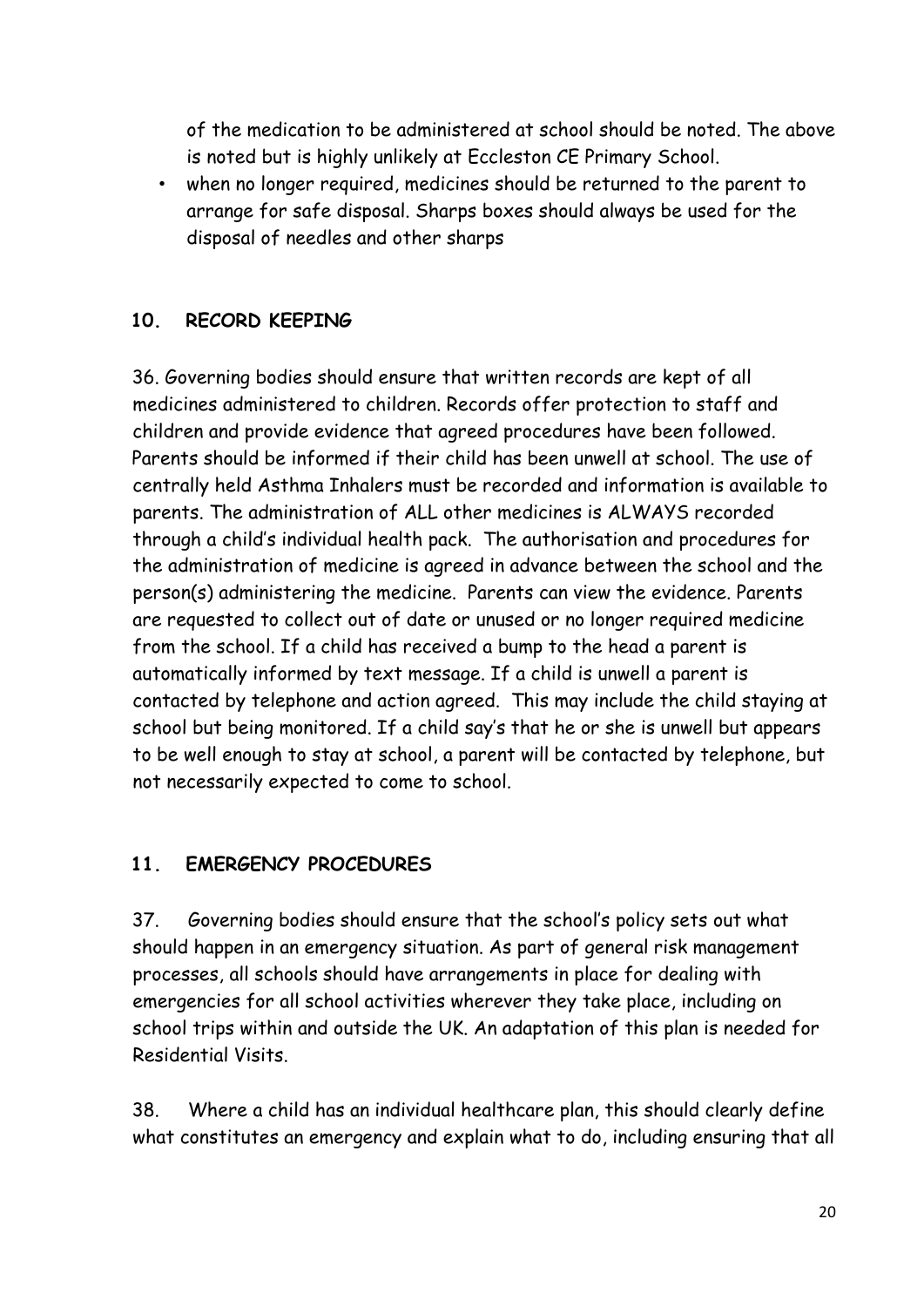of the medication to be administered at school should be noted. The above is noted but is highly unlikely at Eccleston CE Primary School.

- when no longer required, medicines should be returned to the parent to arrange for safe disposal. Sharps boxes should always be used for the disposal of needles and other sharps

## 10. RECORD KEEPING

36. Governing bodies should ensure that written records are kept of all medicines administered to children. Records offer protection to staff and children and provide evidence that agreed procedures have been followed. Parents should be informed if their child has been unwell at school. The use of centrally held Asthma Inhalers must be recorded and information is available to parents. The administration of ALL other medicines is ALWAYS recorded through a child's individual health pack. The authorisation and procedures for the administration of medicine is agreed in advance between the school and the person(s) administering the medicine. Parents can view the evidence. Parents are requested to collect out of date or unused or no longer required medicine from the school. If a child has received a bump to the head a parent is automatically informed by text message. If a child is unwell a parent is contacted by telephone and action agreed. This may include the child staying at school but being monitored. If a child say's that he or she is unwell but appears to be well enough to stay at school, a parent will be contacted by telephone, but not necessarily expected to come to school.

## 11. EMERGENCY PROCEDURES

37. Governing bodies should ensure that the school's policy sets out what should happen in an emergency situation. As part of general risk management processes, all schools should have arrangements in place for dealing with emergencies for all school activities wherever they take place, including on school trips within and outside the UK. An adaptation of this plan is needed for Residential Visits.

38. Where a child has an individual healthcare plan, this should clearly define what constitutes an emergency and explain what to do, including ensuring that all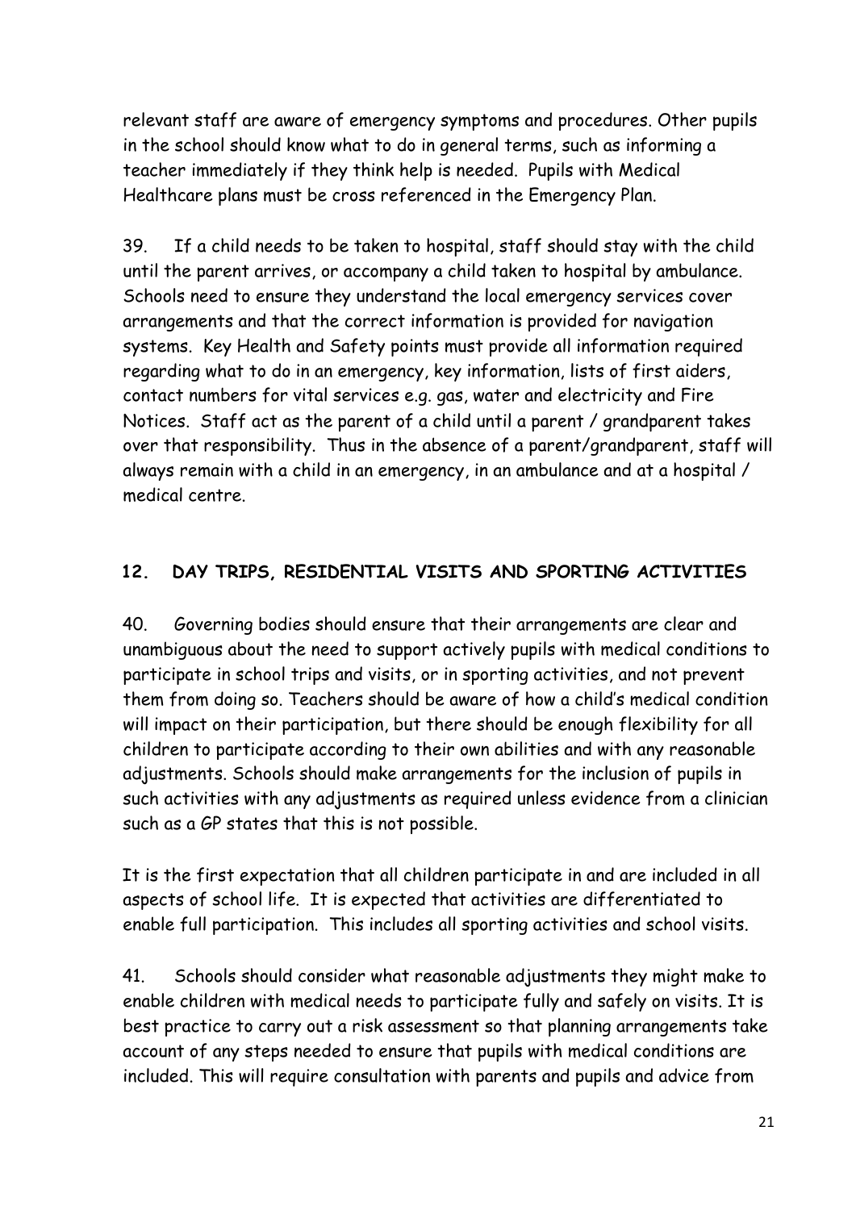relevant staff are aware of emergency symptoms and procedures. Other pupils in the school should know what to do in general terms, such as informing a teacher immediately if they think help is needed. Pupils with Medical Healthcare plans must be cross referenced in the Emergency Plan.

39. If a child needs to be taken to hospital, staff should stay with the child until the parent arrives, or accompany a child taken to hospital by ambulance. Schools need to ensure they understand the local emergency services cover arrangements and that the correct information is provided for navigation systems. Key Health and Safety points must provide all information required regarding what to do in an emergency, key information, lists of first aiders, contact numbers for vital services e.g. gas, water and electricity and Fire Notices. Staff act as the parent of a child until a parent / grandparent takes over that responsibility. Thus in the absence of a parent/grandparent, staff will always remain with a child in an emergency, in an ambulance and at a hospital / medical centre.

## 12. DAY TRIPS, RESIDENTIAL VISITS AND SPORTING ACTIVITIES

40. Governing bodies should ensure that their arrangements are clear and unambiguous about the need to support actively pupils with medical conditions to participate in school trips and visits, or in sporting activities, and not prevent them from doing so. Teachers should be aware of how a child's medical condition will impact on their participation, but there should be enough flexibility for all children to participate according to their own abilities and with any reasonable adjustments. Schools should make arrangements for the inclusion of pupils in such activities with any adjustments as required unless evidence from a clinician such as a GP states that this is not possible.

It is the first expectation that all children participate in and are included in all aspects of school life. It is expected that activities are differentiated to enable full participation. This includes all sporting activities and school visits.

41. Schools should consider what reasonable adjustments they might make to enable children with medical needs to participate fully and safely on visits. It is best practice to carry out a risk assessment so that planning arrangements take account of any steps needed to ensure that pupils with medical conditions are included. This will require consultation with parents and pupils and advice from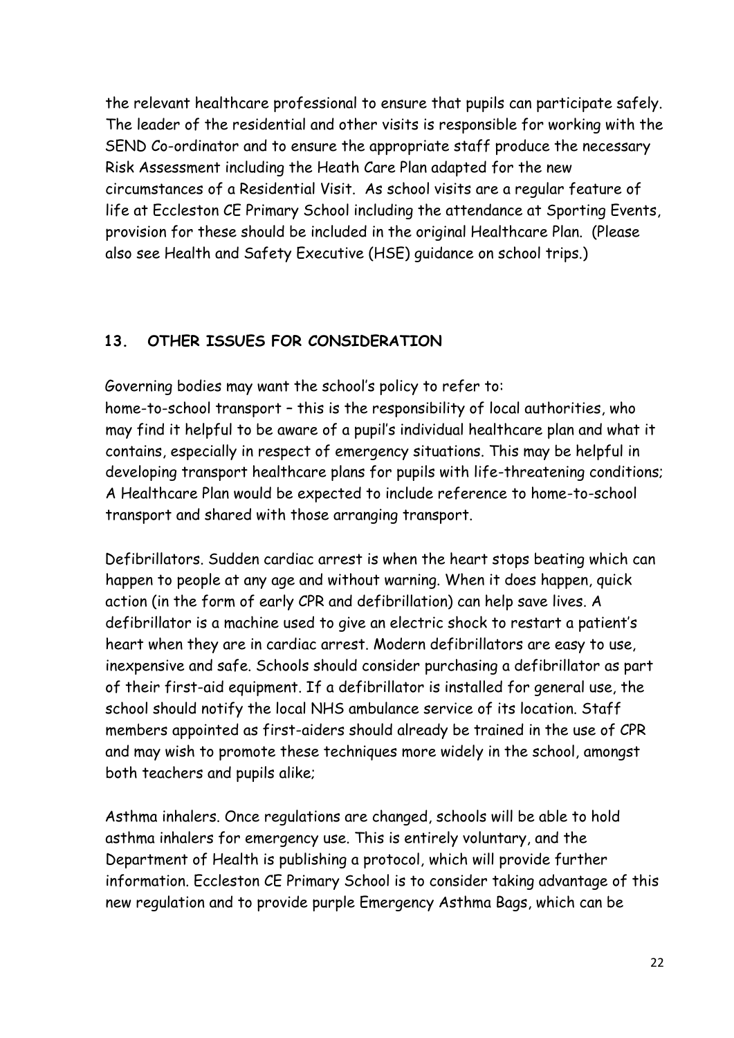the relevant healthcare professional to ensure that pupils can participate safely. The leader of the residential and other visits is responsible for working with the SEND Co-ordinator and to ensure the appropriate staff produce the necessary Risk Assessment including the Heath Care Plan adapted for the new circumstances of a Residential Visit. As school visits are a regular feature of life at Eccleston CE Primary School including the attendance at Sporting Events, provision for these should be included in the original Healthcare Plan. (Please also see Health and Safety Executive (HSE) guidance on school trips.)

## 13. OTHER ISSUES FOR CONSIDERATION

Governing bodies may want the school's policy to refer to:
home-to-school transport – this is the responsibility of local authorities, who may find it helpful to be aware of a pupil's individual healthcare plan and what it contains, especially in respect of emergency situations. This may be helpful in developing transport healthcare plans for pupils with life-threatening conditions; A Healthcare Plan would be expected to include reference to home-to-school transport and shared with those arranging transport.

Defibrillators. Sudden cardiac arrest is when the heart stops beating which can happen to people at any age and without warning. When it does happen, quick action (in the form of early CPR and defibrillation) can help save lives. A defibrillator is a machine used to give an electric shock to restart a patient's heart when they are in cardiac arrest. Modern defibrillators are easy to use, inexpensive and safe. Schools should consider purchasing a defibrillator as part of their first-aid equipment. If a defibrillator is installed for general use, the school should notify the local NHS ambulance service of its location. Staff members appointed as first-aiders should already be trained in the use of CPR and may wish to promote these techniques more widely in the school, amongst both teachers and pupils alike;

Asthma inhalers. Once regulations are changed, schools will be able to hold asthma inhalers for emergency use. This is entirely voluntary, and the Department of Health is publishing a protocol, which will provide further information. Eccleston CE Primary School is to consider taking advantage of this new regulation and to provide purple Emergency Asthma Bags, which can be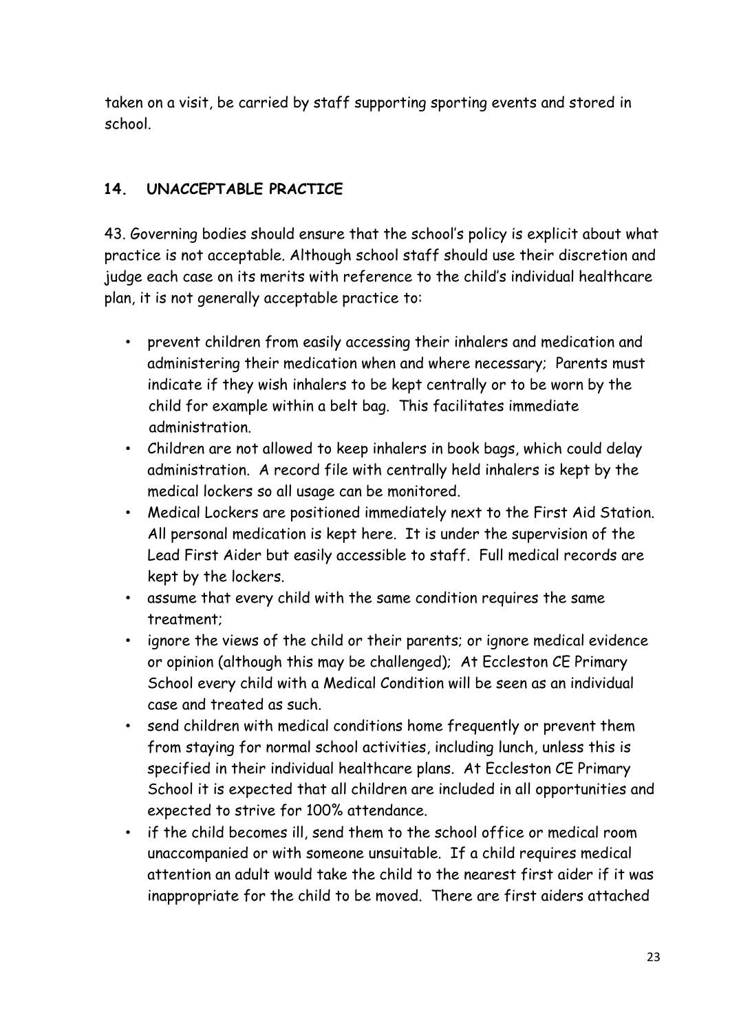taken on a visit, be carried by staff supporting sporting events and stored in school.

## 14. UNACCEPTABLE PRACTICE

43. Governing bodies should ensure that the school's policy is explicit about what practice is not acceptable. Although school staff should use their discretion and judge each case on its merits with reference to the child's individual healthcare plan, it is not generally acceptable practice to:

- prevent children from easily accessing their inhalers and medication and administering their medication when and where necessary; Parents must indicate if they wish inhalers to be kept centrally or to be worn by the child for example within a belt bag. This facilitates immediate administration.
- Children are not allowed to keep inhalers in book bags, which could delay administration. A record file with centrally held inhalers is kept by the medical lockers so all usage can be monitored.
- Medical Lockers are positioned immediately next to the First Aid Station. All personal medication is kept here. It is under the supervision of the Lead First Aider but easily accessible to staff. Full medical records are kept by the lockers.
- assume that every child with the same condition requires the same treatment;
- ignore the views of the child or their parents; or ignore medical evidence or opinion (although this may be challenged); At Eccleston CE Primary School every child with a Medical Condition will be seen as an individual case and treated as such.
- send children with medical conditions home frequently or prevent them from staying for normal school activities, including lunch, unless this is specified in their individual healthcare plans. At Eccleston CE Primary School it is expected that all children are included in all opportunities and expected to strive for 100% attendance.
- if the child becomes ill, send them to the school office or medical room unaccompanied or with someone unsuitable. If a child requires medical attention an adult would take the child to the nearest first aider if it was inappropriate for the child to be moved. There are first aiders attached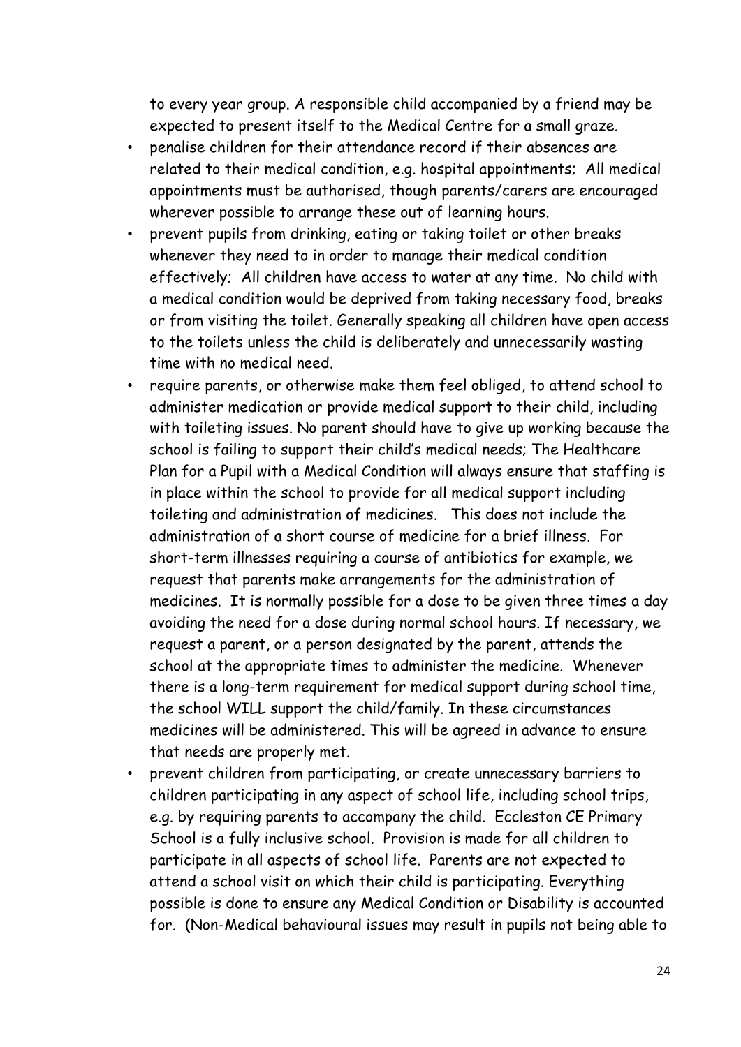to every year group. A responsible child accompanied by a friend may be expected to present itself to the Medical Centre for a small graze.

- penalise children for their attendance record if their absences are related to their medical condition, e.g. hospital appointments; All medical appointments must be authorised, though parents/carers are encouraged wherever possible to arrange these out of learning hours.
- prevent pupils from drinking, eating or taking toilet or other breaks whenever they need to in order to manage their medical condition effectively; All children have access to water at any time. No child with a medical condition would be deprived from taking necessary food, breaks or from visiting the toilet. Generally speaking all children have open access to the toilets unless the child is deliberately and unnecessarily wasting time with no medical need.
- require parents, or otherwise make them feel obliged, to attend school to administer medication or provide medical support to their child, including with toileting issues. No parent should have to give up working because the school is failing to support their child's medical needs; The Healthcare Plan for a Pupil with a Medical Condition will always ensure that staffing is in place within the school to provide for all medical support including toileting and administration of medicines. This does not include the administration of a short course of medicine for a brief illness. For short-term illnesses requiring a course of antibiotics for example, we request that parents make arrangements for the administration of medicines. It is normally possible for a dose to be given three times a day avoiding the need for a dose during normal school hours. If necessary, we request a parent, or a person designated by the parent, attends the school at the appropriate times to administer the medicine. Whenever there is a long-term requirement for medical support during school time, the school WILL support the child/family. In these circumstances medicines will be administered. This will be agreed in advance to ensure that needs are properly met.
- prevent children from participating, or create unnecessary barriers to children participating in any aspect of school life, including school trips, e.g. by requiring parents to accompany the child. Eccleston CE Primary School is a fully inclusive school. Provision is made for all children to participate in all aspects of school life. Parents are not expected to attend a school visit on which their child is participating. Everything possible is done to ensure any Medical Condition or Disability is accounted for. (Non-Medical behavioural issues may result in pupils not being able to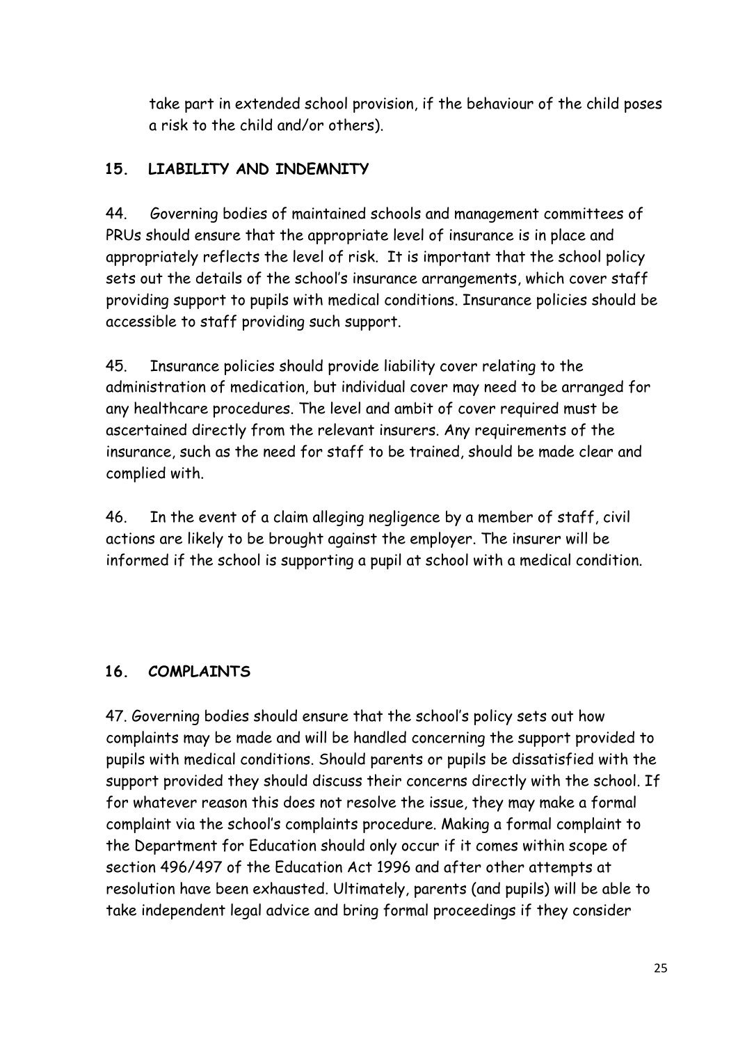take part in extended school provision, if the behaviour of the child poses a risk to the child and/or others).

## 15. LIABILITY AND INDEMNITY

44. Governing bodies of maintained schools and management committees of PRUs should ensure that the appropriate level of insurance is in place and appropriately reflects the level of risk. It is important that the school policy sets out the details of the school's insurance arrangements, which cover staff providing support to pupils with medical conditions. Insurance policies should be accessible to staff providing such support.

45. Insurance policies should provide liability cover relating to the administration of medication, but individual cover may need to be arranged for any healthcare procedures. The level and ambit of cover required must be ascertained directly from the relevant insurers. Any requirements of the insurance, such as the need for staff to be trained, should be made clear and complied with.

46. In the event of a claim alleging negligence by a member of staff, civil actions are likely to be brought against the employer. The insurer will be informed if the school is supporting a pupil at school with a medical condition.

## 16. COMPLAINTS

47. Governing bodies should ensure that the school's policy sets out how complaints may be made and will be handled concerning the support provided to pupils with medical conditions. Should parents or pupils be dissatisfied with the support provided they should discuss their concerns directly with the school. If for whatever reason this does not resolve the issue, they may make a formal complaint via the school's complaints procedure. Making a formal complaint to the Department for Education should only occur if it comes within scope of section 496/497 of the Education Act 1996 and after other attempts at resolution have been exhausted. Ultimately, parents (and pupils) will be able to take independent legal advice and bring formal proceedings if they consider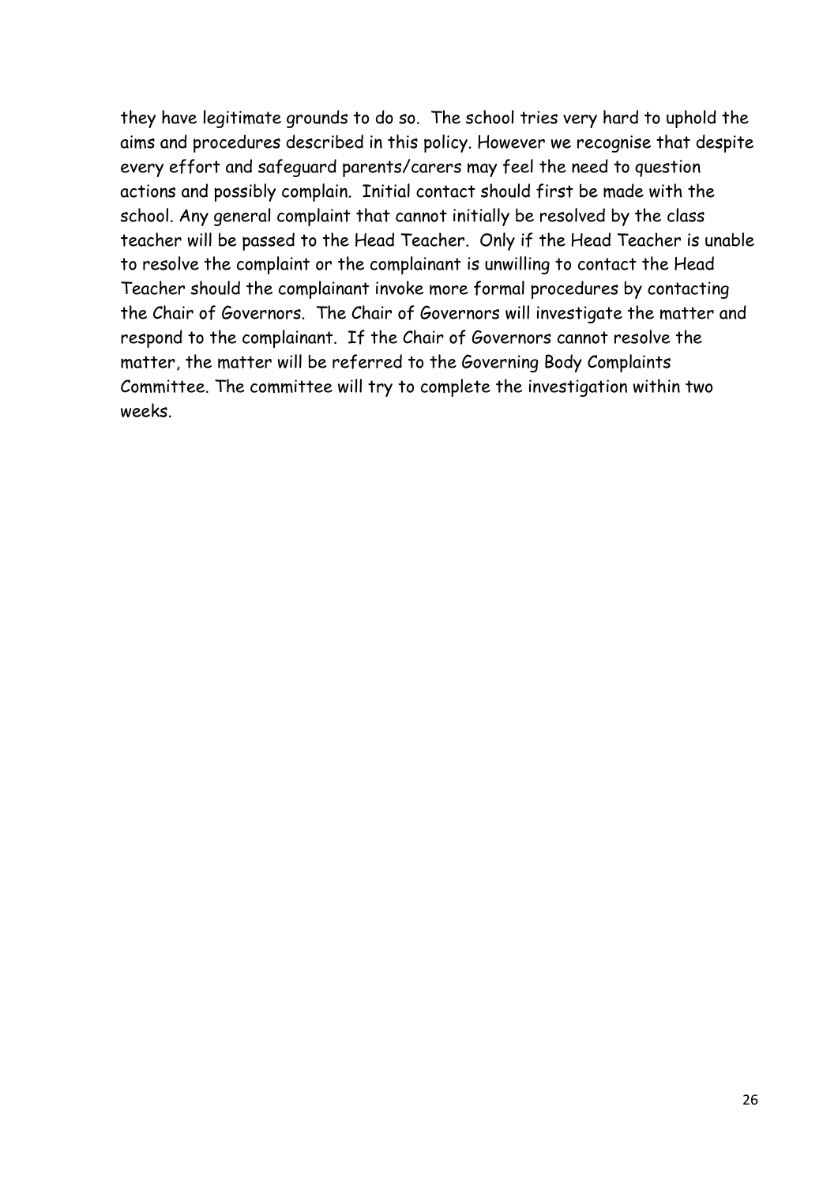they have legitimate grounds to do so.  The school tries very hard to uphold the aims and procedures described in this policy. However we recognise that despite every effort and safeguard parents/carers may feel the need to question actions and possibly complain.  Initial contact should first be made with the school. Any general complaint that cannot initially be resolved by the class teacher will be passed to the Head Teacher.  Only if the Head Teacher is unable to resolve the complaint or the complainant is unwilling to contact the Head Teacher should the complainant invoke more formal procedures by contacting the Chair of Governors.  The Chair of Governors will investigate the matter and respond to the complainant.  If the Chair of Governors cannot resolve the matter, the matter will be referred to the Governing Body Complaints Committee. The committee will try to complete the investigation within two weeks.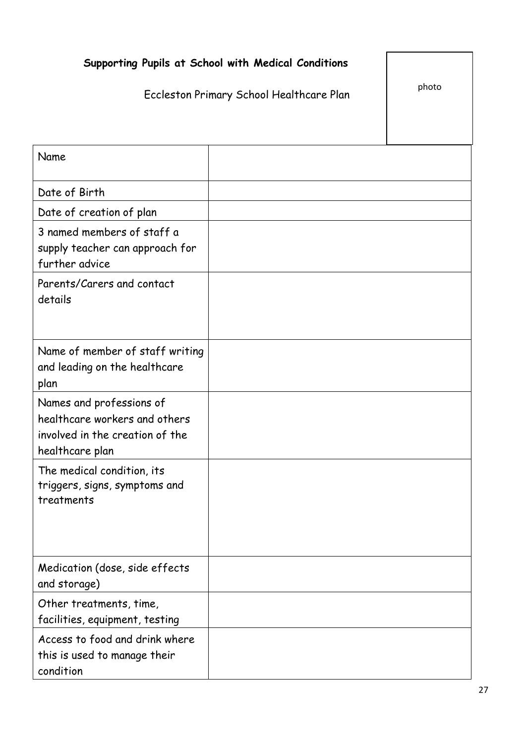**Supporting Pupils at School with Medical Conditions**

Eccleston Primary School Healthcare Plan

photo

| | |
|---|---|
| Name | |
| Date of Birth | |
| Date of creation of plan | |
| 3 named members of staff a supply teacher can approach for further advice | |
| Parents/Carers and contact details | |
| Name of member of staff writing and leading on the healthcare plan | |
| Names and professions of healthcare workers and others involved in the creation of the healthcare plan | |
| The medical condition, its triggers, signs, symptoms and treatments | |
| Medication (dose, side effects and storage) | |
| Other treatments, time, facilities, equipment, testing | |
| Access to food and drink where this is used to manage their condition | |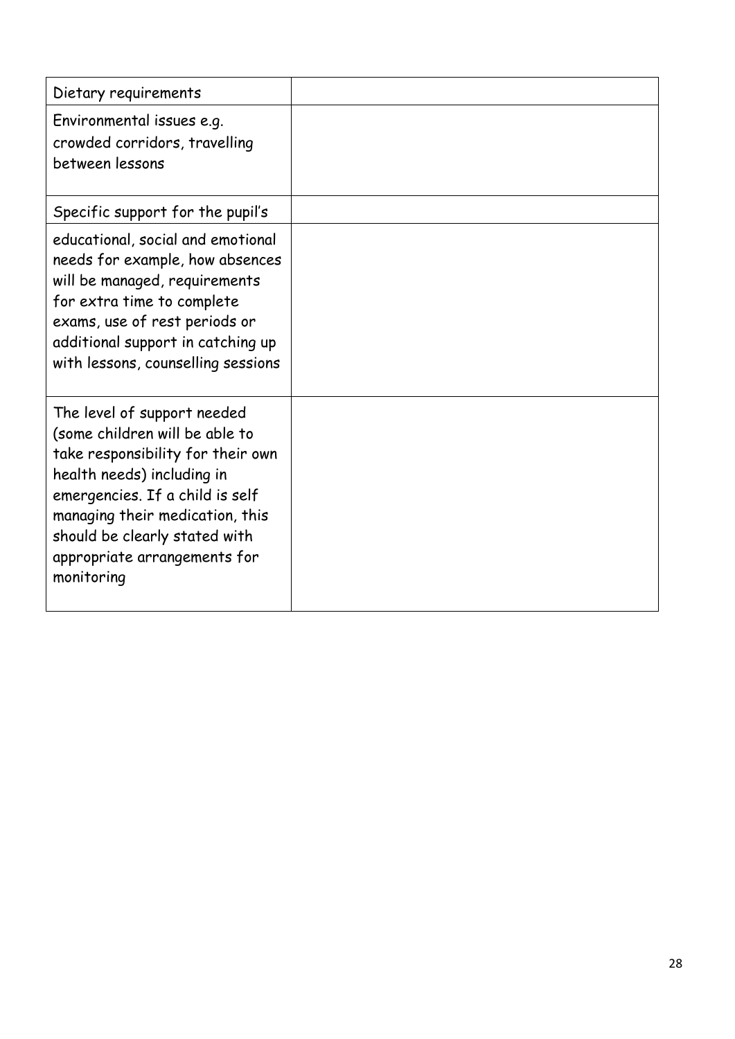| | |
|---|---|
| Dietary requirements | |
| Environmental issues e.g. crowded corridors, travelling between lessons | |
| Specific support for the pupil's | |
| educational, social and emotional needs for example, how absences will be managed, requirements for extra time to complete exams, use of rest periods or additional support in catching up with lessons, counselling sessions | |
| The level of support needed (some children will be able to take responsibility for their own health needs) including in emergencies. If a child is self managing their medication, this should be clearly stated with appropriate arrangements for monitoring | |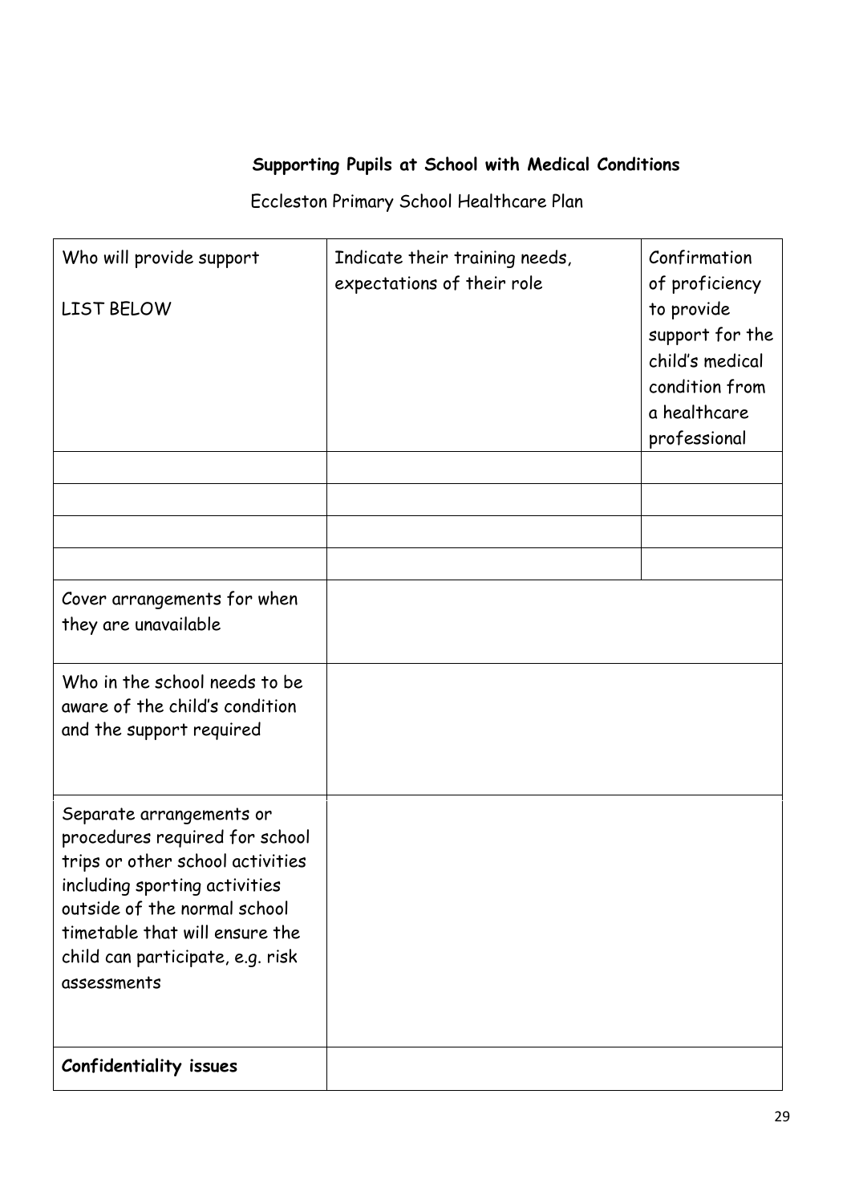**Supporting Pupils at School with Medical Conditions**

Eccleston Primary School Healthcare Plan

| Who will provide support<br><br>LIST BELOW | Indicate their training needs, expectations of their role | Confirmation of proficiency to provide support for the child's medical condition from a healthcare professional |
|---|---|---|
| | | |
| | | |
| | | |
| | | |
| Cover arrangements for when they are unavailable | | |
| Who in the school needs to be aware of the child's condition and the support required | | |
| Separate arrangements or procedures required for school trips or other school activities including sporting activities outside of the normal school timetable that will ensure the child can participate, e.g. risk assessments | | |
| **Confidentiality issues** | | |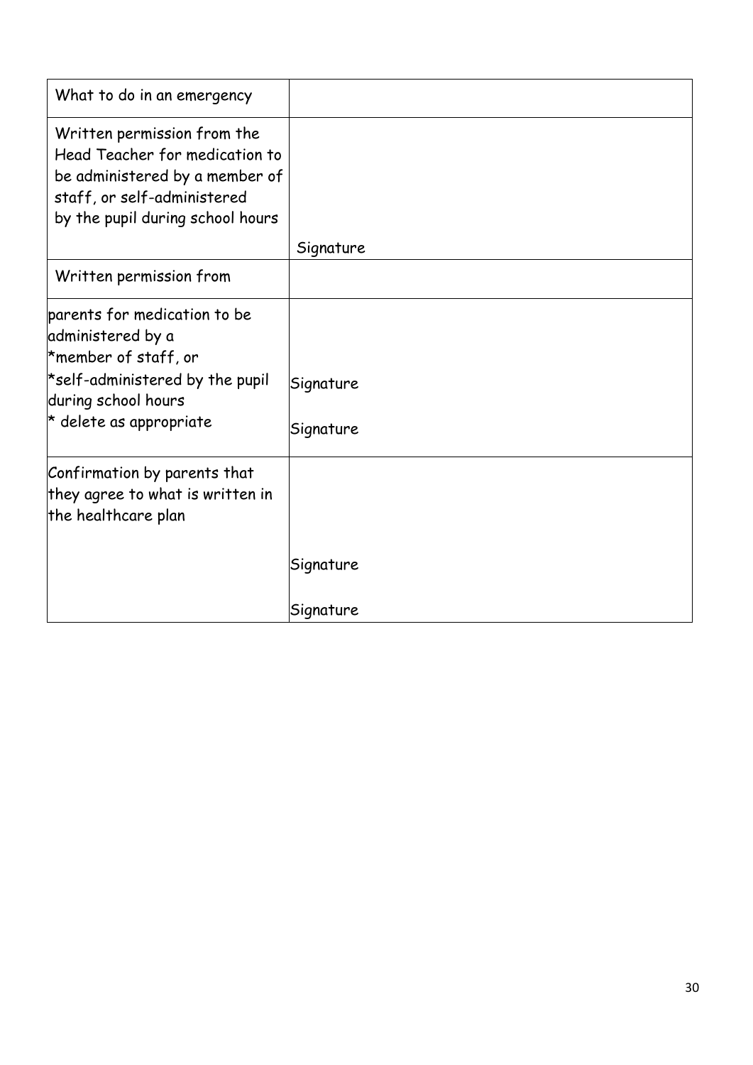| What to do in an emergency | |
|---|---|
| Written permission from the Head Teacher for medication to be administered by a member of staff, or self-administered by the pupil during school hours | Signature |
| Written permission from | |
| parents for medication to be administered by a *member of staff, or *self-administered by the pupil during school hours * delete as appropriate | Signature<br>Signature |
| Confirmation by parents that they agree to what is written in the healthcare plan | Signature<br>Signature |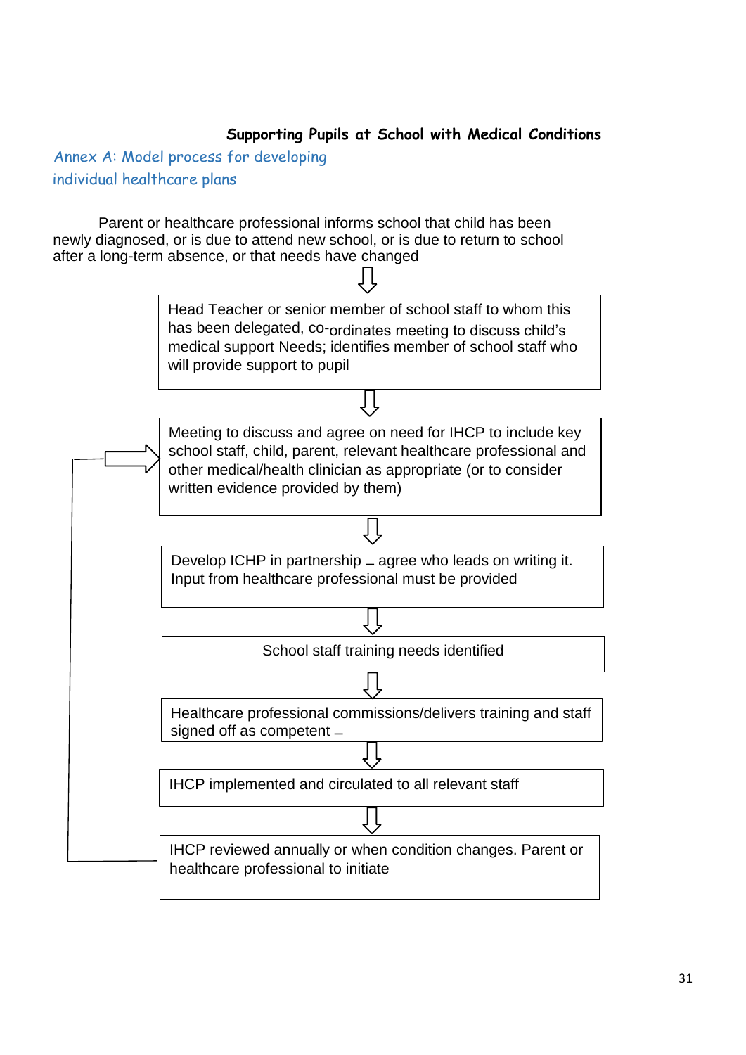**Supporting Pupils at School with Medical Conditions**

## Annex A: Model process for developing individual healthcare plans

Parent or healthcare professional informs school that child has been newly diagnosed, or is due to attend new school, or is due to return to school after a long-term absence, or that needs have changed

⇩

Head Teacher or senior member of school staff to whom this has been delegated, co-ordinates meeting to discuss child's medical support Needs; identifies member of school staff who will provide support to pupil

⇩

Meeting to discuss and agree on need for IHCP to include key school staff, child, parent, relevant healthcare professional and other medical/health clinician as appropriate (or to consider written evidence provided by them)

⇩

Develop ICHP in partnership – agree who leads on writing it. Input from healthcare professional must be provided

⇩

School staff training needs identified

⇩

Healthcare professional commissions/delivers training and staff signed off as competent –

⇩

IHCP implemented and circulated to all relevant staff

⇩

IHCP reviewed annually or when condition changes. Parent or healthcare professional to initiate